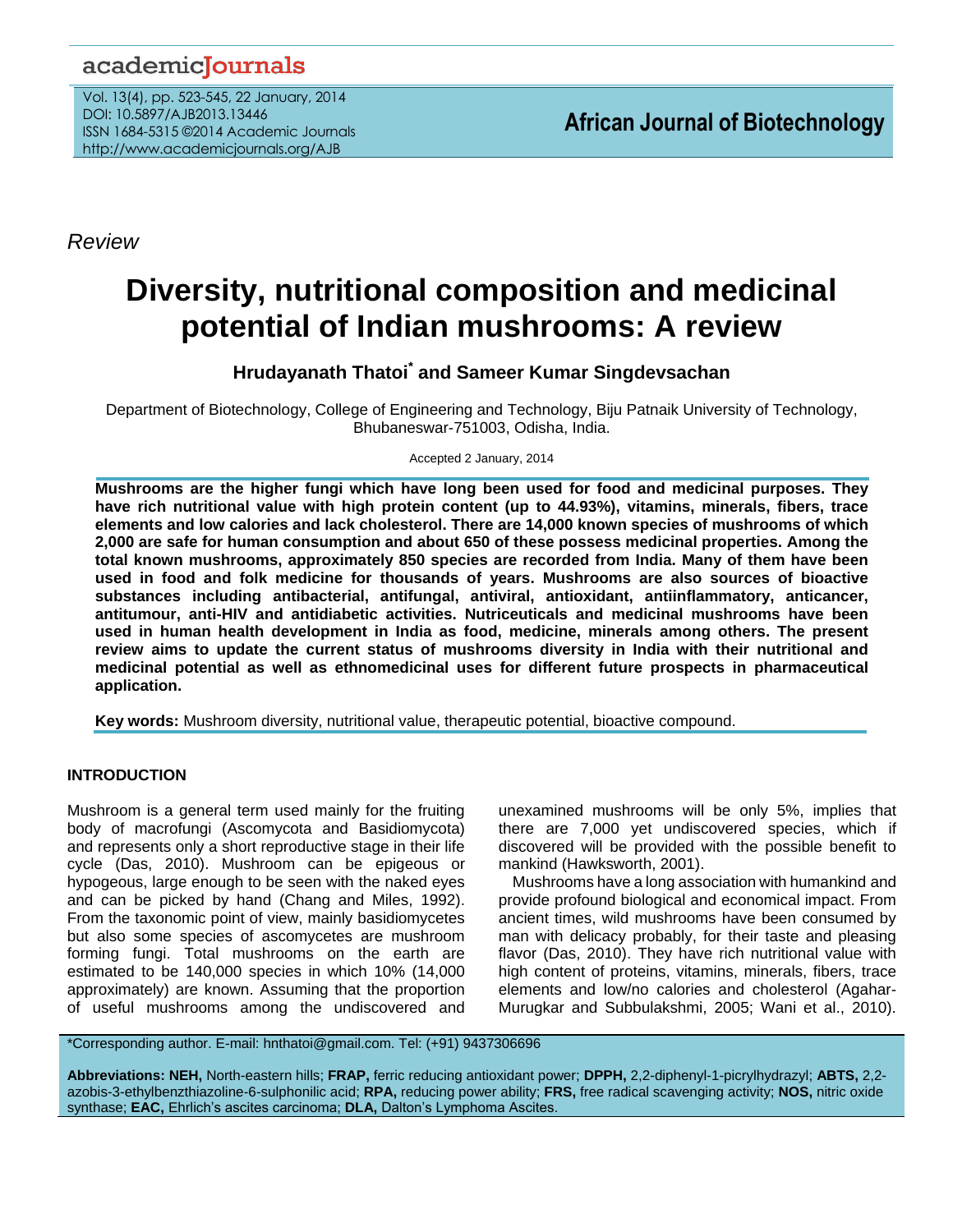*Review*

# Diversity, nutritional composition and medicinal potential of Indian mushrooms: A review

**Hrudayanath Thatoi*** **and Sameer Kumar Singdevsachan**

Department of Biotechnology, College of Engineering and Technology, Biju Patnaik University of Technology, Bhubaneswar-751003, Odisha, India.

Accepted 2 January, 2014

**Mushrooms are the higher fungi which have long been used for food and medicinal purposes. They have rich nutritional value with high protein content (up to 44.93%), vitamins, minerals, fibers, trace elements and low calories and lack cholesterol. There are 14,000 known species of mushrooms of which 2,000 are safe for human consumption and about 650 of these possess medicinal properties. Among the total known mushrooms, approximately 850 species are recorded from India. Many of them have been used in food and folk medicine for thousands of years. Mushrooms are also sources of bioactive substances including antibacterial, antifungal, antiviral, antioxidant, antiinflammatory, anticancer, antitumour, anti-HIV and antidiabetic activities. Nutriceuticals and medicinal mushrooms have been used in human health development in India as food, medicine, minerals among others. The present review aims to update the current status of mushrooms diversity in India with their nutritional and medicinal potential as well as ethnomedicinal uses for different future prospects in pharmaceutical application.**

**Key words:** Mushroom diversity, nutritional value, therapeutic potential, bioactive compound.

## INTRODUCTION

Mushroom is a general term used mainly for the fruiting body of macrofungi (Ascomycota and Basidiomycota) and represents only a short reproductive stage in their life cycle (Das, 2010). Mushroom can be epigeous or hypogeous, large enough to be seen with the naked eyes and can be picked by hand (Chang and Miles, 1992). From the taxonomic point of view, mainly basidiomycetes but also some species of ascomycetes are mushroom forming fungi. Total mushrooms on the earth are estimated to be 140,000 species in which 10% (14,000 approximately) are known. Assuming that the proportion of useful mushrooms among the undiscovered and unexamined mushrooms will be only 5%, implies that there are 7,000 yet undiscovered species, which if discovered will be provided with the possible benefit to mankind (Hawksworth, 2001).

Mushrooms have a long association with humankind and provide profound biological and economical impact. From ancient times, wild mushrooms have been consumed by man with delicacy probably, for their taste and pleasing flavor (Das, 2010). They have rich nutritional value with high content of proteins, vitamins, minerals, fibers, trace elements and low/no calories and cholesterol (Agahar-Murugkar and Subbulakshmi, 2005; Wani et al., 2010).

*Corresponding author. E-mail: hnthatoi@gmail.com. Tel: (+91) 9437306696

**Abbreviations: NEH,** North-eastern hills; **FRAP,** ferric reducing antioxidant power; **DPPH,** 2,2-diphenyl-1-picrylhydrazyl; **ABTS,** 2,2-azobis-3-ethylbenzthiazoline-6-sulphonilic acid; **RPA,** reducing power ability; **FRS,** free radical scavenging activity; **NOS,** nitric oxide synthase; **EAC,** Ehrlich's ascites carcinoma; **DLA,** Dalton's Lymphoma Ascites.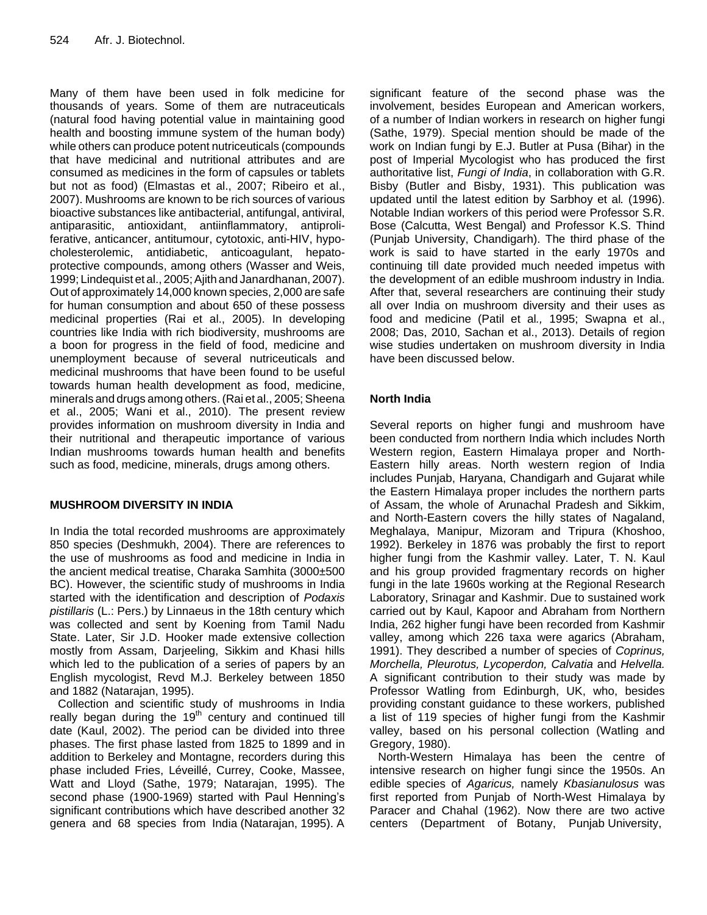Many of them have been used in folk medicine for thousands of years. Some of them are nutraceuticals (natural food having potential value in maintaining good health and boosting immune system of the human body) while others can produce potent nutriceuticals (compounds that have medicinal and nutritional attributes and are consumed as medicines in the form of capsules or tablets but not as food) (Elmastas et al., 2007; Ribeiro et al., 2007). Mushrooms are known to be rich sources of various bioactive substances like antibacterial, antifungal, antiviral, antiparasitic, antioxidant, antiinflammatory, antiproliferative, anticancer, antitumour, cytotoxic, anti-HIV, hypocholesterolemic, antidiabetic, anticoagulant, hepatoprotective compounds, among others (Wasser and Weis, 1999; Lindequist et al., 2005; Ajith and Janardhanan, 2007). Out of approximately 14,000 known species, 2,000 are safe for human consumption and about 650 of these possess medicinal properties (Rai et al., 2005). In developing countries like India with rich biodiversity, mushrooms are a boon for progress in the field of food, medicine and unemployment because of several nutriceuticals and medicinal mushrooms that have been found to be useful towards human health development as food, medicine, minerals and drugs among others. (Rai et al., 2005; Sheena et al., 2005; Wani et al., 2010). The present review provides information on mushroom diversity in India and their nutritional and therapeutic importance of various Indian mushrooms towards human health and benefits such as food, medicine, minerals, drugs among others.

## MUSHROOM DIVERSITY IN INDIA

In India the total recorded mushrooms are approximately 850 species (Deshmukh, 2004). There are references to the use of mushrooms as food and medicine in India in the ancient medical treatise, Charaka Samhita (3000±500 BC). However, the scientific study of mushrooms in India started with the identification and description of *Podaxis pistillaris* (L.: Pers.) by Linnaeus in the 18th century which was collected and sent by Koening from Tamil Nadu State. Later, Sir J.D. Hooker made extensive collection mostly from Assam, Darjeeling, Sikkim and Khasi hills which led to the publication of a series of papers by an English mycologist, Revd M.J. Berkeley between 1850 and 1882 (Natarajan, 1995).

Collection and scientific study of mushrooms in India really began during the 19th century and continued till date (Kaul, 2002). The period can be divided into three phases. The first phase lasted from 1825 to 1899 and in addition to Berkeley and Montagne, recorders during this phase included Fries, Léveillé, Currey, Cooke, Massee, Watt and Lloyd (Sathe, 1979; Natarajan, 1995). The second phase (1900-1969) started with Paul Henning's significant contributions which have described another 32 genera and 68 species from India (Natarajan, 1995). A significant feature of the second phase was the involvement, besides European and American workers, of a number of Indian workers in research on higher fungi (Sathe, 1979). Special mention should be made of the work on Indian fungi by E.J. Butler at Pusa (Bihar) in the post of Imperial Mycologist who has produced the first authoritative list, *Fungi of India*, in collaboration with G.R. Bisby (Butler and Bisby, 1931). This publication was updated until the latest edition by Sarbhoy et al*.* (1996). Notable Indian workers of this period were Professor S.R. Bose (Calcutta, West Bengal) and Professor K.S. Thind (Punjab University, Chandigarh). The third phase of the work is said to have started in the early 1970s and continuing till date provided much needed impetus with the development of an edible mushroom industry in India. After that, several researchers are continuing their study all over India on mushroom diversity and their uses as food and medicine (Patil et al*.,* 1995; Swapna et al., 2008; Das, 2010, Sachan et al., 2013). Details of region wise studies undertaken on mushroom diversity in India have been discussed below.

### North India

Several reports on higher fungi and mushroom have been conducted from northern India which includes North Western region, Eastern Himalaya proper and North-Eastern hilly areas. North western region of India includes Punjab, Haryana, Chandigarh and Gujarat while the Eastern Himalaya proper includes the northern parts of Assam, the whole of Arunachal Pradesh and Sikkim, and North-Eastern covers the hilly states of Nagaland, Meghalaya, Manipur, Mizoram and Tripura (Khoshoo, 1992). Berkeley in 1876 was probably the first to report higher fungi from the Kashmir valley. Later, T. N. Kaul and his group provided fragmentary records on higher fungi in the late 1960s working at the Regional Research Laboratory, Srinagar and Kashmir. Due to sustained work carried out by Kaul, Kapoor and Abraham from Northern India, 262 higher fungi have been recorded from Kashmir valley, among which 226 taxa were agarics (Abraham, 1991). They described a number of species of *Coprinus, Morchella, Pleurotus, Lycoperdon, Calvatia* and *Helvella.* A significant contribution to their study was made by Professor Watling from Edinburgh, UK, who, besides providing constant guidance to these workers, published a list of 119 species of higher fungi from the Kashmir valley, based on his personal collection (Watling and Gregory, 1980).

North-Western Himalaya has been the centre of intensive research on higher fungi since the 1950s. An edible species of *Agaricus,* namely *Kbasianulosus* was first reported from Punjab of North-West Himalaya by Paracer and Chahal (1962). Now there are two active centers (Department of Botany, Punjab University,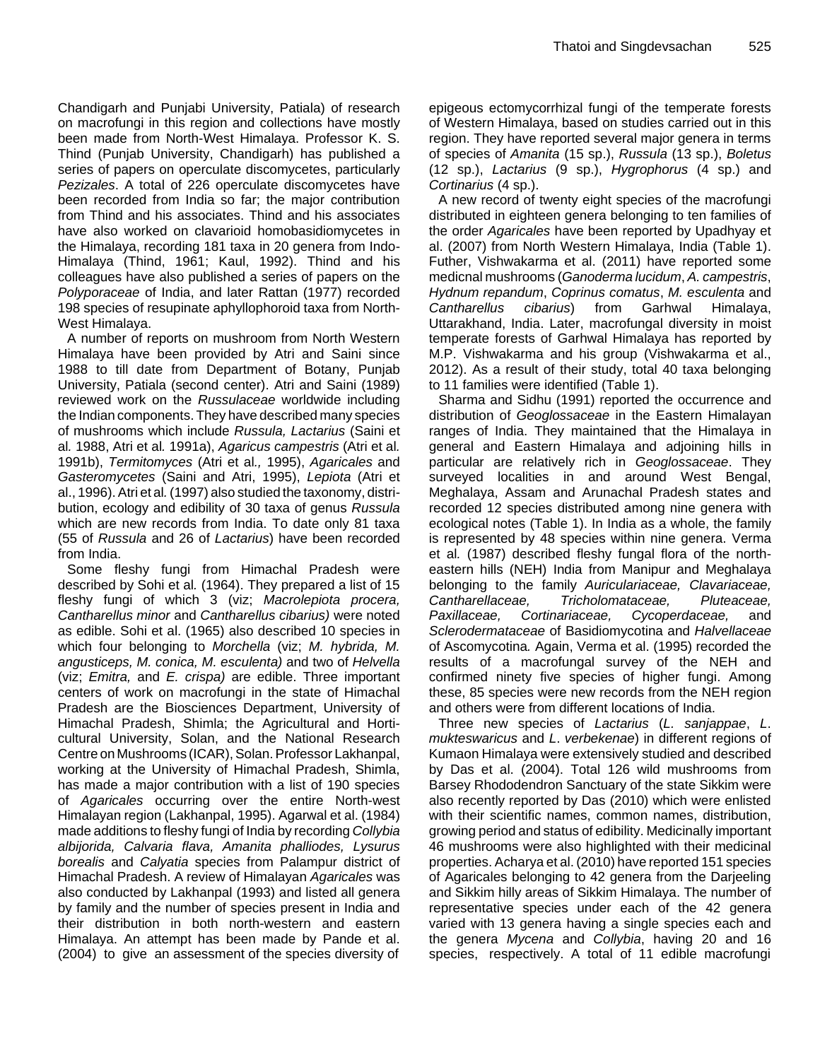Chandigarh and Punjabi University, Patiala) of research on macrofungi in this region and collections have mostly been made from North-West Himalaya. Professor K. S. Thind (Punjab University, Chandigarh) has published a series of papers on operculate discomycetes, particularly *Pezizales*. A total of 226 operculate discomycetes have been recorded from India so far; the major contribution from Thind and his associates. Thind and his associates have also worked on clavarioid homobasidiomycetes in the Himalaya, recording 181 taxa in 20 genera from Indo-Himalaya (Thind, 1961; Kaul, 1992). Thind and his colleagues have also published a series of papers on the *Polyporaceae* of India, and later Rattan (1977) recorded 198 species of resupinate aphyllophoroid taxa from North-West Himalaya.

A number of reports on mushroom from North Western Himalaya have been provided by Atri and Saini since 1988 to till date from Department of Botany, Punjab University, Patiala (second center). Atri and Saini (1989) reviewed work on the *Russulaceae* worldwide including the Indian components. They have described many species of mushrooms which include *Russula, Lactarius* (Saini et al*.* 1988, Atri et al*.* 1991a), *Agaricus campestris* (Atri et al*.* 1991b), *Termitomyces* (Atri et al*.,* 1995), *Agaricales* and *Gasteromycetes* (Saini and Atri, 1995), *Lepiota* (Atri et al., 1996). Atri et al*.* (1997) also studied the taxonomy, distribution, ecology and edibility of 30 taxa of genus *Russula* which are new records from India. To date only 81 taxa (55 of *Russula* and 26 of *Lactarius*) have been recorded from India.

Some fleshy fungi from Himachal Pradesh were described by Sohi et al*.* (1964). They prepared a list of 15 fleshy fungi of which 3 (viz; *Macrolepiota procera, Cantharellus minor* and *Cantharellus cibarius)* were noted as edible. Sohi et al. (1965) also described 10 species in which four belonging to *Morchella* (viz; *M. hybrida, M. angusticeps, M. conica, M. esculenta)* and two of *Helvella* (viz; *E.mitra,* and *E. crispa)* are edible. Three important centers of work on macrofungi in the state of Himachal Pradesh are the Biosciences Department, University of Himachal Pradesh, Shimla; the Agricultural and Horticultural University, Solan, and the National Research Centre on Mushrooms (ICAR), Solan. Professor Lakhanpal, working at the University of Himachal Pradesh, Shimla, has made a major contribution with a list of 190 species of *Agaricales* occurring over the entire North-west Himalayan region (Lakhanpal, 1995). Agarwal et al. (1984) made additions to fleshy fungi of India by recording *Collybia albijorida, Calvaria flava, Amanita phalliodes, Lysurus borealis* and *Calyatia* species from Palampur district of Himachal Pradesh. A review of Himalayan *Agaricales* was also conducted by Lakhanpal (1993) and listed all genera by family and the number of species present in India and their distribution in both north-western and eastern Himalaya. An attempt has been made by Pande et al. (2004) to give an assessment of the species diversity of epigeous ectomycorrhizal fungi of the temperate forests of Western Himalaya, based on studies carried out in this region. They have reported several major genera in terms of species of *Amanita* (15 sp.), *Russula* (13 sp.), *Boletus* (12 sp.), *Lactarius* (9 sp.), *Hygrophorus* (4 sp.) and *Cortinarius* (4 sp.).

A new record of twenty eight species of the macrofungi distributed in eighteen genera belonging to ten families of the order *Agaricales* have been reported by Upadhyay et al. (2007) from North Western Himalaya, India (Table 1). Futher, Vishwakarma et al. (2011) have reported some medicnal mushrooms (*Ganoderma lucidum*, *A. campestris*, *Hydnum repandum*, *Coprinus comatus*, *M. esculenta* and *Cantharellus cibarius*) from Garhwal Himalaya, Uttarakhand, India. Later, macrofungal diversity in moist temperate forests of Garhwal Himalaya has reported by M.P. Vishwakarma and his group (Vishwakarma et al., 2012). As a result of their study, total 40 taxa belonging to 11 families were identified (Table 1).

Sharma and Sidhu (1991) reported the occurrence and distribution of *Geoglossaceae* in the Eastern Himalayan ranges of India. They maintained that the Himalaya in general and Eastern Himalaya and adjoining hills in particular are relatively rich in *Geoglossaceae*. They surveyed localities in and around West Bengal, Meghalaya, Assam and Arunachal Pradesh states and recorded 12 species distributed among nine genera with ecological notes (Table 1). In India as a whole, the family is represented by 48 species within nine genera. Verma et al*.* (1987) described fleshy fungal flora of the north-eastern hills (NEH) India from Manipur and Meghalaya belonging to the family *Auriculariaceae, Clavariaceae, Cantharellaceae, Tricholomataceae, Pluteaceae, Paxillaceae, Cortinariaceae, Cycoperdaceae,* and *Sclerodermataceae* of Basidiomycotina and *Halvellaceae* of Ascomycotina*.* Again, Verma et al. (1995) recorded the results of a macrofungal survey of the NEH and confirmed ninety five species of higher fungi. Among these, 85 species were new records from the NEH region and others were from different locations of India.

Three new species of *Lactarius* (*L. sanjappae*, *L. mukteswaricus* and *L. verbekenae*) in different regions of Kumaon Himalaya were extensively studied and described by Das et al. (2004). Total 126 wild mushrooms from Barsey Rhododendron Sanctuary of the state Sikkim were also recently reported by Das (2010) which were enlisted with their scientific names, common names, distribution, growing period and status of edibility. Medicinally important 46 mushrooms were also highlighted with their medicinal properties. Acharya et al. (2010) have reported 151 species of Agaricales belonging to 42 genera from the Darjeeling and Sikkim hilly areas of Sikkim Himalaya. The number of representative species under each of the 42 genera varied with 13 genera having a single species each and the genera *Mycena* and *Collybia*, having 20 and 16 species, respectively. A total of 11 edible macrofungi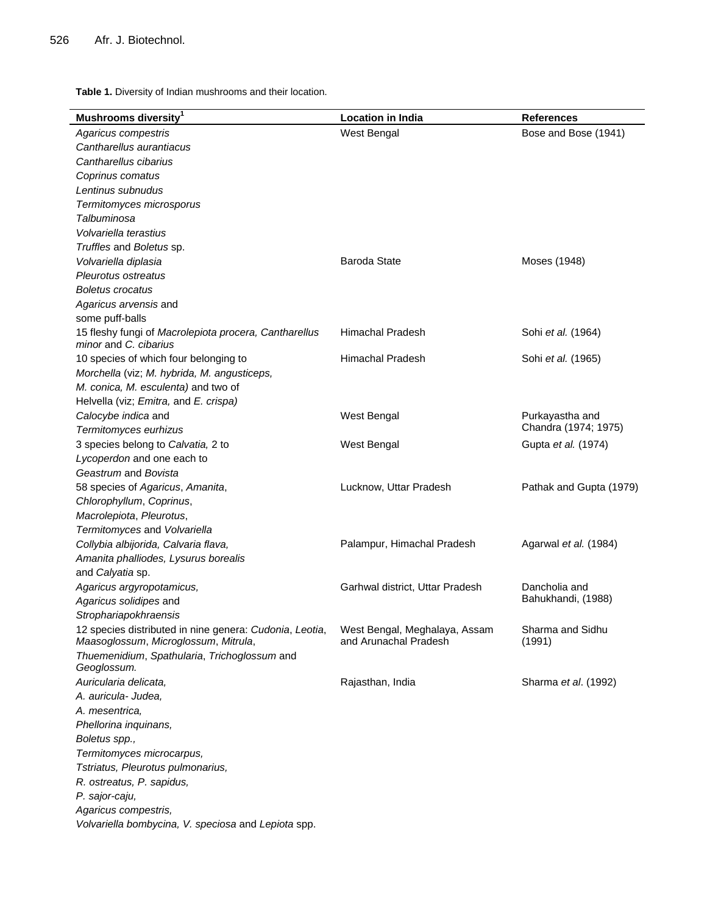**Table 1.** Diversity of Indian mushrooms and their location.

| Mushrooms diversity[1] | Location in India | References |
|---|---|---|
| *Agaricus compestris*<br>*Cantharellus aurantiacus*<br>*Cantharellus cibarius*<br>*Coprinus comatus*<br>*Lentinus subnudus*<br>*Termitomyces microsporus*<br>*Talbuminosa*<br>*Volvariella terastius*<br>*Truffles* and *Boletus* sp. | West Bengal | Bose and Bose (1941) |
| *Volvariella diplasia*<br>*Pleurotus ostreatus*<br>*Boletus crocatus*<br>*Agaricus arvensis* and<br>some puff-balls | Baroda State | Moses (1948) |
| 15 fleshy fungi of *Macrolepiota procera, Cantharellus minor* and *C. cibarius* | Himachal Pradesh | Sohi *et al.* (1964) |
| 10 species of which four belonging to *Morchella* (viz; *M. hybrida, M. angusticeps, M. conica, M. esculenta)* and two of Helvella (viz; *Emitra,* and *E. crispa)* | Himachal Pradesh | Sohi *et al.* (1965) |
| *Calocybe indica* and<br>*Termitomyces eurhizus* | West Bengal | Purkayastha and Chandra (1974; 1975) |
| 3 species belong to *Calvatia,* 2 to *Lycoperdon* and one each to *Geastrum* and *Bovista* | West Bengal | Gupta *et al.* (1974) |
| 58 species of *Agaricus*, *Amanita*, *Chlorophyllum*, *Coprinus*, *Macrolepiota*, *Pleurotus*, *Termitomyces* and *Volvariella* | Lucknow, Uttar Pradesh | Pathak and Gupta (1979) |
| *Collybia albijorida, Calvaria flava, Amanita phalliodes, Lysurus borealis* and *Calyatia* sp. | Palampur, Himachal Pradesh | Agarwal *et al.* (1984) |
| *Agaricus argyropotamicus,*<br>*Agaricus solidipes* and<br>*Strophariapokhraensis* | Garhwal district, Uttar Pradesh | Dancholia and Bahukhandi, (1988) |
| 12 species distributed in nine genera: *Cudonia*, *Leotia*, *Maasoglossum*, *Microglossum*, *Mitrula*, *Thuemenidium*, *Spathularia*, *Trichoglossum* and *Geoglossum.* | West Bengal, Meghalaya, Assam and Arunachal Pradesh | Sharma and Sidhu (1991) |
| *Auricularia delicata,*<br>*A. auricula- Judea,*<br>*A. mesentrica,*<br>*Phellorina inquinans,*<br>*Boletus spp.,*<br>*Termitomyces microcarpus,*<br>*Tstriatus, Pleurotus pulmonarius,*<br>*R. ostreatus, P. sapidus,*<br>*P. sajor-caju,*<br>*Agaricus compestris,*<br>*Volvariella bombycina, V. speciosa* and *Lepiota* spp. | Rajasthan, India | Sharma *et al*. (1992) |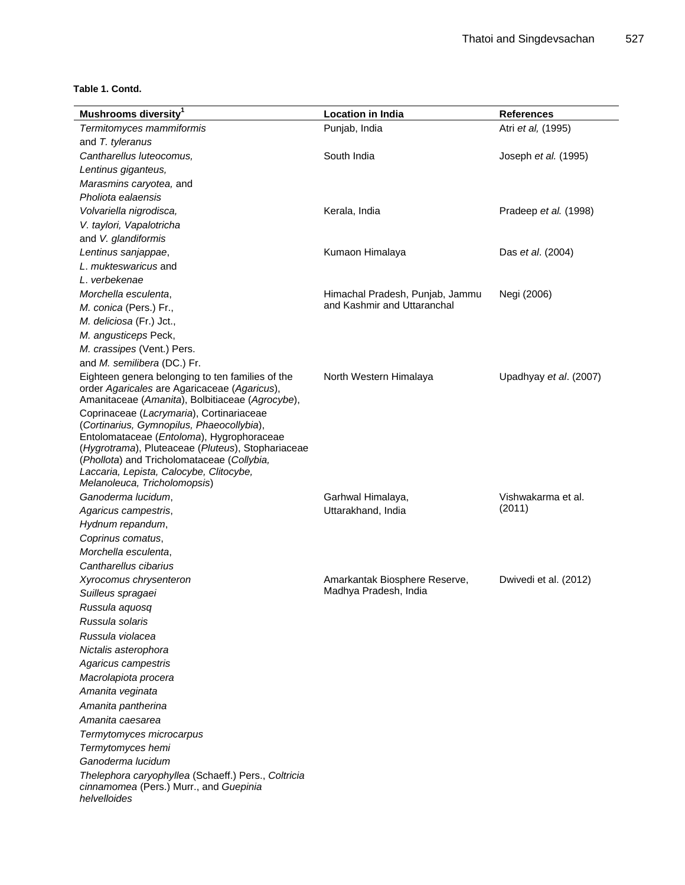**Table 1. Contd.**

| Mushrooms diversity[1] | Location in India | References |
|---|---|---|
| *Termitomyces mammiformis* and *T. tyleranus* | Punjab, India | Atri *et al,* (1995) |
| *Cantharellus luteocomus, Lentinus giganteus, Marasmins caryotea,* and *Pholiota ealaensis* | South India | Joseph *et al.* (1995) |
| *Volvariella nigrodisca, V. taylori, Vapalotricha* and *V. glandiformis* | Kerala, India | Pradeep *et al.* (1998) |
| *Lentinus sanjappae*, *L. mukteswaricus* and *L. verbekenae* | Kumaon Himalaya | Das *et al*. (2004) |
| *Morchella esculenta*, *M. conica* (Pers.) Fr., *M. deliciosa* (Fr.) Jct., *M. angusticeps* Peck, *M. crassipes* (Vent.) Pers. and *M. semilibera* (DC.) Fr. | Himachal Pradesh, Punjab, Jammu and Kashmir and Uttaranchal | Negi (2006) |
| Eighteen genera belonging to ten families of the order *Agaricales* are Agaricaceae (*Agaricus*), Amanitaceae (*Amanita*), Bolbitiaceae (*Agrocybe*), Coprinaceae (*Lacrymaria*), Cortinariaceae (*Cortinarius, Gymnopilus, Phaeocollybia*), Entolomataceae (*Entoloma*), Hygrophoraceae (*Hygrotrama*), Pluteaceae (*Pluteus*), Stophariaceae (*Phollota*) and Tricholomataceae (*Collybia, Laccaria, Lepista, Calocybe, Clitocybe, Melanoleuca, Tricholomopsis*) | North Western Himalaya | Upadhyay *et al*. (2007) |
| *Ganoderma lucidum*, *Agaricus campestris*, *Hydnum repandum*, *Coprinus comatus*, *Morchella esculenta*, *Cantharellus cibarius* | Garhwal Himalaya, Uttarakhand, India | Vishwakarma et al. (2011) |
| *Xyrocomus chrysenteron* *Suilleus spragaei* *Russula aquosq* *Russula solaris* *Russula violacea* *Nictalis asterophora* *Agaricus campestris* *Macrolapiota procera* *Amanita veginata* *Amanita pantherina* *Amanita caesarea* *Termytomyces microcarpus* *Termytomyces hemi* *Ganoderma lucidum* *Thelephora caryophyllea* (Schaeff.) Pers., *Coltricia cinnamomea* (Pers.) Murr., and *Guepinia helvelloides* | Amarkantak Biosphere Reserve, Madhya Pradesh, India | Dwivedi et al. (2012) |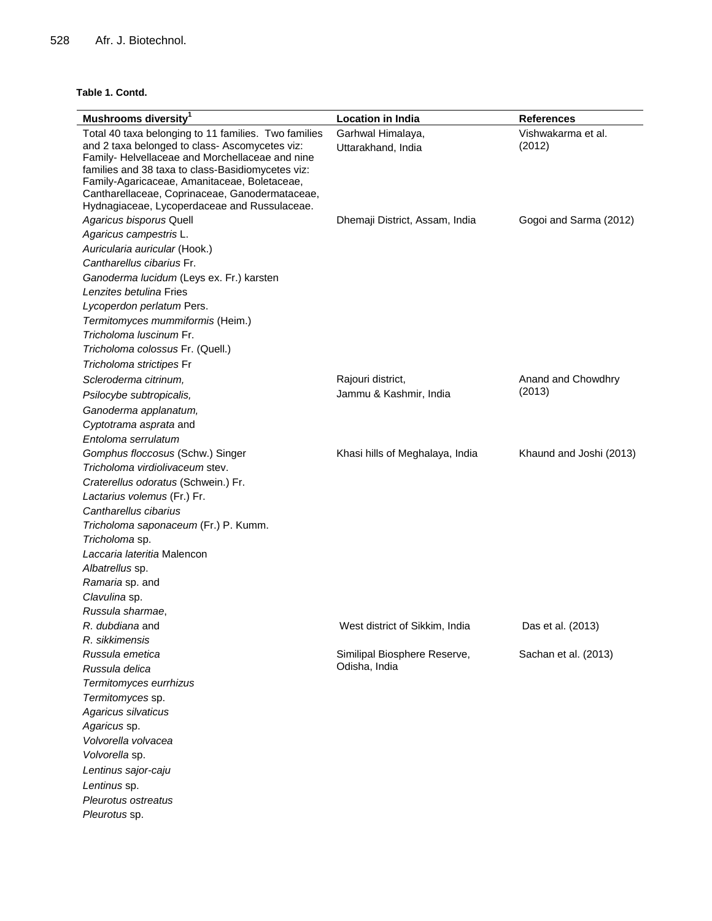**Table 1. Contd.**

| Mushrooms diversity[1] | Location in India | References |
|---|---|---|
| Total 40 taxa belonging to 11 families. Two families and 2 taxa belonged to class- Ascomycetes viz: Family- Helvellaceae and Morchellaceae and nine families and 38 taxa to class-Basidiomycetes viz: Family-Agaricaceae, Amanitaceae, Boletaceae, Cantharellaceae, Coprinaceae, Ganodermataceae, Hydnagiaceae, Lycoperdaceae and Russulaceae. | Garhwal Himalaya, Uttarakhand, India | Vishwakarma et al. (2012) |
| *Agaricus bisporus* Quell<br>*Agaricus campestris* L.<br>*Auricularia auricular* (Hook.)<br>*Cantharellus cibarius* Fr.<br>*Ganoderma lucidum* (Leys ex. Fr.) karsten<br>*Lenzites betulina* Fries<br>*Lycoperdon perlatum* Pers.<br>*Termitomyces mummiformis* (Heim.)<br>*Tricholoma luscinum* Fr.<br>*Tricholoma colossus* Fr. (Quell.)<br>*Tricholoma strictipes* Fr | Dhemaji District, Assam, India | Gogoi and Sarma (2012) |
| *Scleroderma citrinum,*<br>*Psilocybe subtropicalis,*<br>*Ganoderma applanatum,*<br>*Cyptotrama asprata* and<br>*Entoloma serrulatum* | Rajouri district, Jammu & Kashmir, India | Anand and Chowdhry (2013) |
| *Gomphus floccosus* (Schw.) Singer<br>*Tricholoma virdiolivaceum* stev.<br>*Craterellus odoratus* (Schwein.) Fr.<br>*Lactarius volemus* (Fr.) Fr.<br>*Cantharellus cibarius*<br>*Tricholoma saponaceum* (Fr.) P. Kumm.<br>*Tricholoma* sp.<br>*Laccaria lateritia* Malencon<br>*Albatrellus* sp.<br>*Ramaria* sp. and<br>*Clavulina* sp. | Khasi hills of Meghalaya, India | Khaund and Joshi (2013) |
| *Russula sharmae*,<br>*R. dubdiana* and<br>*R. sikkimensis* | West district of Sikkim, India | Das et al. (2013) |
| *Russula emetica*<br>*Russula delica*<br>*Termitomyces eurrhizus*<br>*Termitomyces* sp.<br>*Agaricus silvaticus*<br>*Agaricus* sp.<br>*Volvorella volvacea*<br>*Volvorella* sp.<br>*Lentinus sajor-caju*<br>*Lentinus* sp.<br>*Pleurotus ostreatus*<br>*Pleurotus* sp. | Similipal Biosphere Reserve, Odisha, India | Sachan et al. (2013) |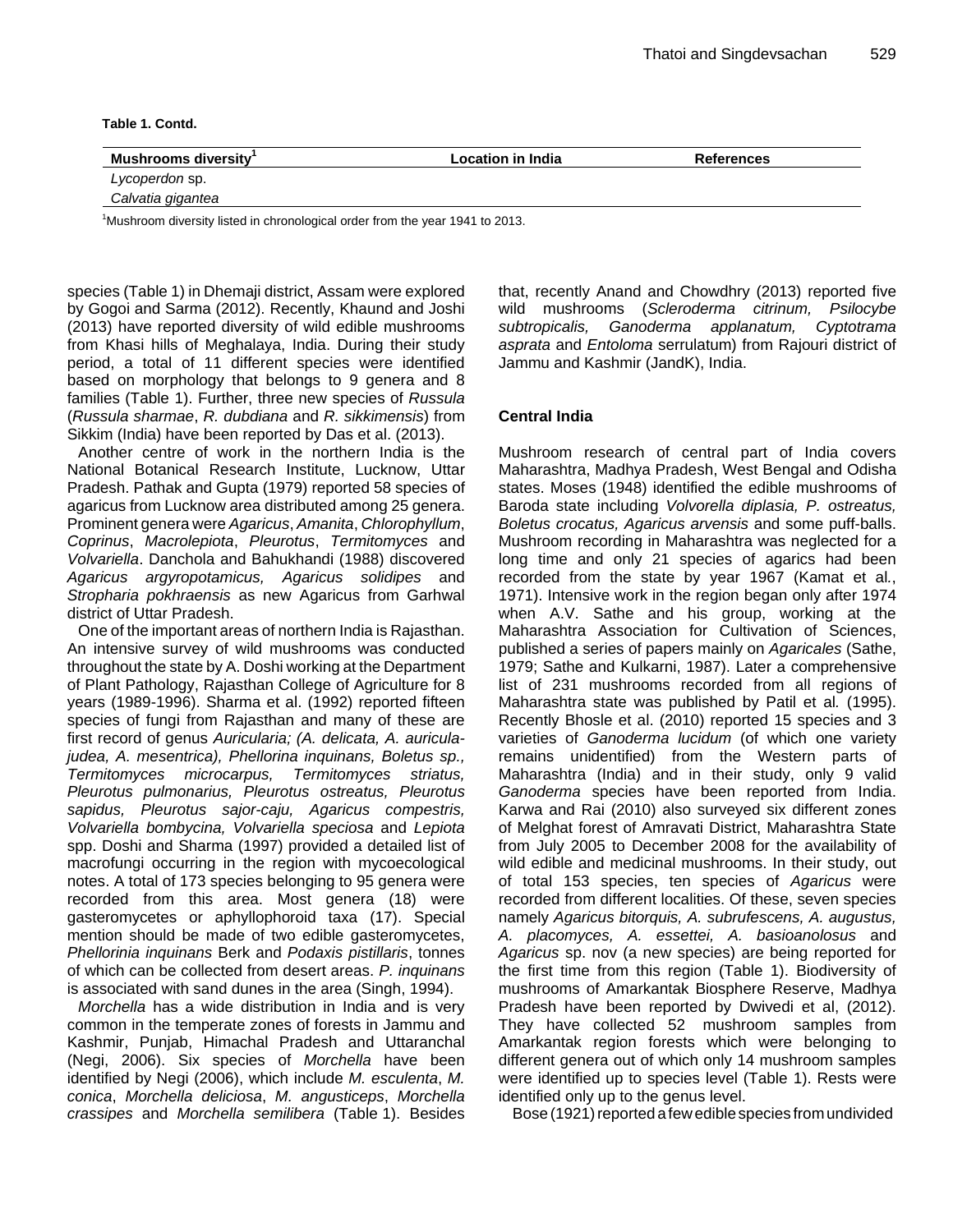**Table 1. Contd.**

| Mushrooms diversity[1] | Location in India | References |
|---|---|---|
| *Lycoperdon* sp. | | |
| *Calvatia gigantea* | | |

[1]Mushroom diversity listed in chronological order from the year 1941 to 2013.

species (Table 1) in Dhemaji district, Assam were explored by Gogoi and Sarma (2012). Recently, Khaund and Joshi (2013) have reported diversity of wild edible mushrooms from Khasi hills of Meghalaya, India. During their study period, a total of 11 different species were identified based on morphology that belongs to 9 genera and 8 families (Table 1). Further, three new species of *Russula* (*Russula sharmae*, *R. dubdiana* and *R. sikkimensis*) from Sikkim (India) have been reported by Das et al. (2013).

Another centre of work in the northern India is the National Botanical Research Institute, Lucknow, Uttar Pradesh. Pathak and Gupta (1979) reported 58 species of agaricus from Lucknow area distributed among 25 genera. Prominent genera were *Agaricus*, *Amanita*, *Chlorophyllum*, *Coprinus*, *Macrolepiota*, *Pleurotus*, *Termitomyces* and *Volvariella*. Danchola and Bahukhandi (1988) discovered *Agaricus argyropotamicus, Agaricus solidipes* and *Stropharia pokhraensis* as new Agaricus from Garhwal district of Uttar Pradesh.

One of the important areas of northern India is Rajasthan. An intensive survey of wild mushrooms was conducted throughout the state by A. Doshi working at the Department of Plant Pathology, Rajasthan College of Agriculture for 8 years (1989-1996). Sharma et al. (1992) reported fifteen species of fungi from Rajasthan and many of these are first record of genus *Auricularia; (A. delicata, A. auricula-judea, A. mesentrica), Phellorina inquinans, Boletus sp., Termitomyces microcarpus, Termitomyces striatus, Pleurotus pulmonarius, Pleurotus ostreatus, Pleurotus sapidus, Pleurotus sajor-caju, Agaricus compestris, Volvariella bombycina, Volvariella speciosa* and *Lepiota* spp. Doshi and Sharma (1997) provided a detailed list of macrofungi occurring in the region with mycoecological notes. A total of 173 species belonging to 95 genera were recorded from this area. Most genera (18) were gasteromycetes or aphyllophoroid taxa (17). Special mention should be made of two edible gasteromycetes, *Phellorinia inquinans* Berk and *Podaxis pistillaris*, tonnes of which can be collected from desert areas. *P. inquinans* is associated with sand dunes in the area (Singh, 1994).

*Morchella* has a wide distribution in India and is very common in the temperate zones of forests in Jammu and Kashmir, Punjab, Himachal Pradesh and Uttaranchal (Negi, 2006). Six species of *Morchella* have been identified by Negi (2006), which include *M. esculenta*, *M. conica*, *Morchella deliciosa*, *M. angusticeps*, *Morchella crassipes* and *Morchella semilibera* (Table 1). Besides that, recently Anand and Chowdhry (2013) reported five wild mushrooms (*Scleroderma citrinum, Psilocybe subtropicalis, Ganoderma applanatum, Cyptotrama asprata* and *Entoloma* serrulatum) from Rajouri district of Jammu and Kashmir (JandK), India.

## Central India

Mushroom research of central part of India covers Maharashtra, Madhya Pradesh, West Bengal and Odisha states. Moses (1948) identified the edible mushrooms of Baroda state including *Volvorella diplasia, P. ostreatus, Boletus crocatus, Agaricus arvensis* and some puff-balls. Mushroom recording in Maharashtra was neglected for a long time and only 21 species of agarics had been recorded from the state by year 1967 (Kamat et al., 1971). Intensive work in the region began only after 1974 when A.V. Sathe and his group, working at the Maharashtra Association for Cultivation of Sciences, published a series of papers mainly on *Agaricales* (Sathe, 1979; Sathe and Kulkarni, 1987). Later a comprehensive list of 231 mushrooms recorded from all regions of Maharashtra state was published by Patil et al. (1995). Recently Bhosle et al. (2010) reported 15 species and 3 varieties of *Ganoderma lucidum* (of which one variety remains unidentified) from the Western parts of Maharashtra (India) and in their study, only 9 valid *Ganoderma* species have been reported from India. Karwa and Rai (2010) also surveyed six different zones of Melghat forest of Amravati District, Maharashtra State from July 2005 to December 2008 for the availability of wild edible and medicinal mushrooms. In their study, out of total 153 species, ten species of *Agaricus* were recorded from different localities. Of these, seven species namely *Agaricus bitorquis, A. subrufescens, A. augustus, A. placomyces, A. essettei, A. basioanolosus* and *Agaricus* sp. nov (a new species) are being reported for the first time from this region (Table 1). Biodiversity of mushrooms of Amarkantak Biosphere Reserve, Madhya Pradesh have been reported by Dwivedi et al, (2012). They have collected 52 mushroom samples from Amarkantak region forests which were belonging to different genera out of which only 14 mushroom samples were identified up to species level (Table 1). Rests were identified only up to the genus level.

Bose (1921) reported a few edible species from undivided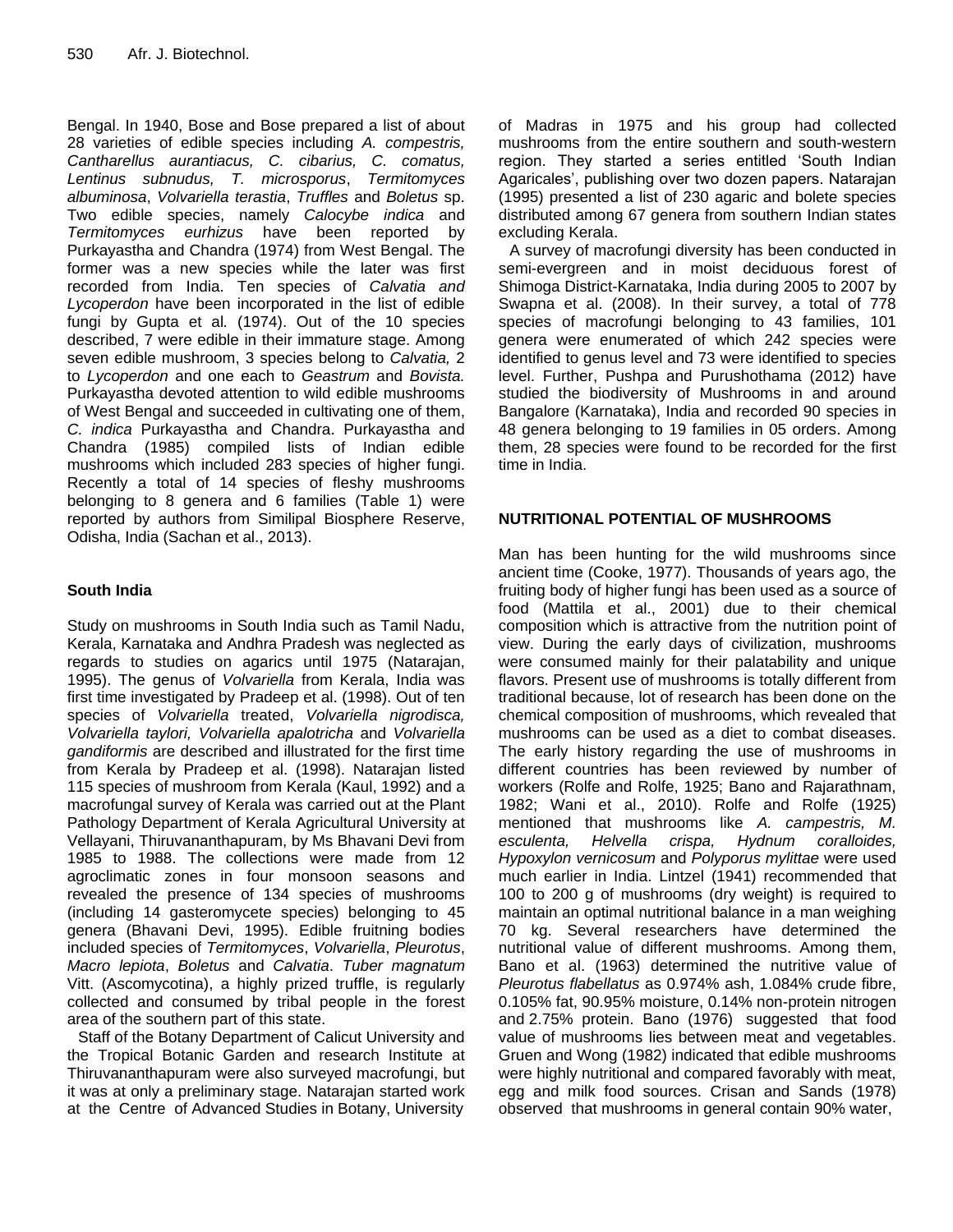Bengal. In 1940, Bose and Bose prepared a list of about 28 varieties of edible species including *A. compestris, Cantharellus aurantiacus, C. cibarius, C. comatus, Lentinus subnudus, T. microsporus*, *Termitomyces albuminosa*, *Volvariella terastia*, *Truffles* and *Boletus* sp. Two edible species, namely *Calocybe indica* and *Termitomyces eurhizus* have been reported by Purkayastha and Chandra (1974) from West Bengal. The former was a new species while the later was first recorded from India. Ten species of *Calvatia and Lycoperdon* have been incorporated in the list of edible fungi by Gupta et al*.* (1974). Out of the 10 species described, 7 were edible in their immature stage. Among seven edible mushroom, 3 species belong to *Calvatia,* 2 to *Lycoperdon* and one each to *Geastrum* and *Bovista.* Purkayastha devoted attention to wild edible mushrooms of West Bengal and succeeded in cultivating one of them, *C. indica* Purkayastha and Chandra. Purkayastha and Chandra (1985) compiled lists of Indian edible mushrooms which included 283 species of higher fungi. Recently a total of 14 species of fleshy mushrooms belonging to 8 genera and 6 families (Table 1) were reported by authors from Similipal Biosphere Reserve, Odisha, India (Sachan et al., 2013).

## South India

Study on mushrooms in South India such as Tamil Nadu, Kerala, Karnataka and Andhra Pradesh was neglected as regards to studies on agarics until 1975 (Natarajan, 1995). The genus of *Volvariella* from Kerala, India was first time investigated by Pradeep et al. (1998). Out of ten species of *Volvariella* treated, *Volvariella nigrodisca, Volvariella taylori, Volvariella apalotricha* and *Volvariella gandiformis* are described and illustrated for the first time from Kerala by Pradeep et al. (1998). Natarajan listed 115 species of mushroom from Kerala (Kaul, 1992) and a macrofungal survey of Kerala was carried out at the Plant Pathology Department of Kerala Agricultural University at Vellayani, Thiruvananthapuram, by Ms Bhavani Devi from 1985 to 1988. The collections were made from 12 agroclimatic zones in four monsoon seasons and revealed the presence of 134 species of mushrooms (including 14 gasteromycete species) belonging to 45 genera (Bhavani Devi, 1995). Edible fruitning bodies included species of *Termitomyces*, *Volvariella*, *Pleurotus*, *Macro lepiota*, *Boletus* and *Calvatia*. *Tuber magnatum* Vitt. (Ascomycotina), a highly prized truffle, is regularly collected and consumed by tribal people in the forest area of the southern part of this state.

Staff of the Botany Department of Calicut University and the Tropical Botanic Garden and research Institute at Thiruvananthapuram were also surveyed macrofungi, but it was at only a preliminary stage. Natarajan started work at the Centre of Advanced Studies in Botany, University of Madras in 1975 and his group had collected mushrooms from the entire southern and south-western region. They started a series entitled 'South Indian Agaricales', publishing over two dozen papers. Natarajan (1995) presented a list of 230 agaric and bolete species distributed among 67 genera from southern Indian states excluding Kerala.

A survey of macrofungi diversity has been conducted in semi-evergreen and in moist deciduous forest of Shimoga District-Karnataka, India during 2005 to 2007 by Swapna et al. (2008). In their survey, a total of 778 species of macrofungi belonging to 43 families, 101 genera were enumerated of which 242 species were identified to genus level and 73 were identified to species level. Further, Pushpa and Purushothama (2012) have studied the biodiversity of Mushrooms in and around Bangalore (Karnataka), India and recorded 90 species in 48 genera belonging to 19 families in 05 orders. Among them, 28 species were found to be recorded for the first time in India.

## NUTRITIONAL POTENTIAL OF MUSHROOMS

Man has been hunting for the wild mushrooms since ancient time (Cooke, 1977). Thousands of years ago, the fruiting body of higher fungi has been used as a source of food (Mattila et al., 2001) due to their chemical composition which is attractive from the nutrition point of view. During the early days of civilization, mushrooms were consumed mainly for their palatability and unique flavors. Present use of mushrooms is totally different from traditional because, lot of research has been done on the chemical composition of mushrooms, which revealed that mushrooms can be used as a diet to combat diseases. The early history regarding the use of mushrooms in different countries has been reviewed by number of workers (Rolfe and Rolfe, 1925; Bano and Rajarathnam, 1982; Wani et al., 2010). Rolfe and Rolfe (1925) mentioned that mushrooms like *A. campestris, M. esculenta, Helvella crispa, Hydnum coralloides, Hypoxylon vernicosum* and *Polyporus mylittae* were used much earlier in India. Lintzel (1941) recommended that 100 to 200 g of mushrooms (dry weight) is required to maintain an optimal nutritional balance in a man weighing 70 kg. Several researchers have determined the nutritional value of different mushrooms. Among them, Bano et al. (1963) determined the nutritive value of *Pleurotus flabellatus* as 0.974% ash, 1.084% crude fibre, 0.105% fat, 90.95% moisture, 0.14% non-protein nitrogen and 2.75% protein. Bano (1976) suggested that food value of mushrooms lies between meat and vegetables. Gruen and Wong (1982) indicated that edible mushrooms were highly nutritional and compared favorably with meat, egg and milk food sources. Crisan and Sands (1978) observed that mushrooms in general contain 90% water,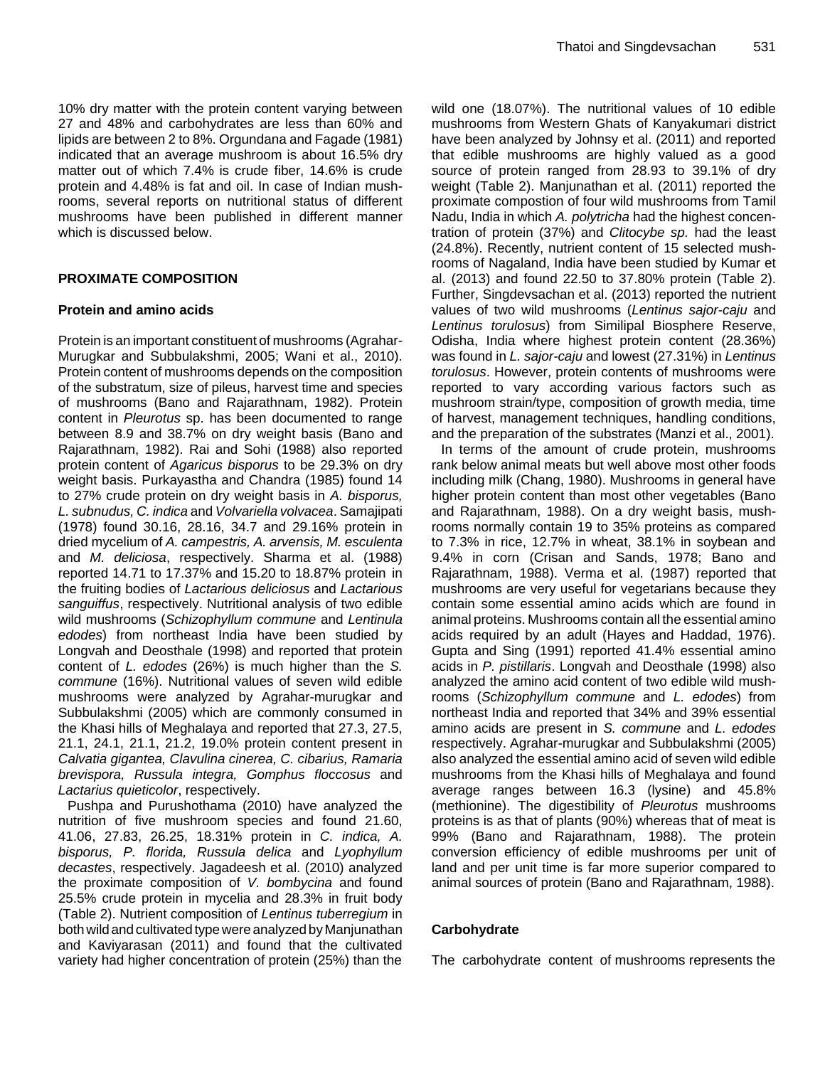10% dry matter with the protein content varying between 27 and 48% and carbohydrates are less than 60% and lipids are between 2 to 8%. Orgundana and Fagade (1981) indicated that an average mushroom is about 16.5% dry matter out of which 7.4% is crude fiber, 14.6% is crude protein and 4.48% is fat and oil. In case of Indian mushrooms, several reports on nutritional status of different mushrooms have been published in different manner which is discussed below.

## PROXIMATE COMPOSITION

### Protein and amino acids

Protein is an important constituent of mushrooms (Agrahar-Murugkar and Subbulakshmi, 2005; Wani et al., 2010). Protein content of mushrooms depends on the composition of the substratum, size of pileus, harvest time and species of mushrooms (Bano and Rajarathnam, 1982). Protein content in *Pleurotus* sp. has been documented to range between 8.9 and 38.7% on dry weight basis (Bano and Rajarathnam, 1982). Rai and Sohi (1988) also reported protein content of *Agaricus bisporus* to be 29.3% on dry weight basis. Purkayastha and Chandra (1985) found 14 to 27% crude protein on dry weight basis in *A. bisporus, L. subnudus, C. indica* and *Volvariella volvacea*. Samajipati (1978) found 30.16, 28.16, 34.7 and 29.16% protein in dried mycelium of *A. campestris, A. arvensis, M. esculenta* and *M. deliciosa*, respectively. Sharma et al. (1988) reported 14.71 to 17.37% and 15.20 to 18.87% protein in the fruiting bodies of *Lactarious deliciosus* and *Lactarious sanguiffus*, respectively. Nutritional analysis of two edible wild mushrooms (*Schizophyllum commune* and *Lentinula edodes*) from northeast India have been studied by Longvah and Deosthale (1998) and reported that protein content of *L. edodes* (26%) is much higher than the *S. commune* (16%). Nutritional values of seven wild edible mushrooms were analyzed by Agrahar-murugkar and Subbulakshmi (2005) which are commonly consumed in the Khasi hills of Meghalaya and reported that 27.3, 27.5, 21.1, 24.1, 21.1, 21.2, 19.0% protein content present in *Calvatia gigantea, Clavulina cinerea, C. cibarius, Ramaria brevispora, Russula integra, Gomphus floccosus* and *Lactarius quieticolor*, respectively.

Pushpa and Purushothama (2010) have analyzed the nutrition of five mushroom species and found 21.60, 41.06, 27.83, 26.25, 18.31% protein in *C. indica, A. bisporus, P. florida, Russula delica* and *Lyophyllum decastes*, respectively. Jagadeesh et al. (2010) analyzed the proximate composition of *V. bombycina* and found 25.5% crude protein in mycelia and 28.3% in fruit body (Table 2). Nutrient composition of *Lentinus tuberregium* in both wild and cultivated type were analyzed by Manjunathan and Kaviyarasan (2011) and found that the cultivated variety had higher concentration of protein (25%) than the wild one (18.07%). The nutritional values of 10 edible mushrooms from Western Ghats of Kanyakumari district have been analyzed by Johnsy et al. (2011) and reported that edible mushrooms are highly valued as a good source of protein ranged from 28.93 to 39.1% of dry weight (Table 2). Manjunathan et al. (2011) reported the proximate compostion of four wild mushrooms from Tamil Nadu, India in which *A. polytricha* had the highest concentration of protein (37%) and *Clitocybe sp.* had the least (24.8%). Recently, nutrient content of 15 selected mushrooms of Nagaland, India have been studied by Kumar et al. (2013) and found 22.50 to 37.80% protein (Table 2). Further, Singdevsachan et al. (2013) reported the nutrient values of two wild mushrooms (*Lentinus sajor-caju* and *Lentinus torulosus*) from Similipal Biosphere Reserve, Odisha, India where highest protein content (28.36%) was found in *L. sajor-caju* and lowest (27.31%) in *Lentinus torulosus*. However, protein contents of mushrooms were reported to vary according various factors such as mushroom strain/type, composition of growth media, time of harvest, management techniques, handling conditions, and the preparation of the substrates (Manzi et al., 2001).

In terms of the amount of crude protein, mushrooms rank below animal meats but well above most other foods including milk (Chang, 1980). Mushrooms in general have higher protein content than most other vegetables (Bano and Rajarathnam, 1988). On a dry weight basis, mushrooms normally contain 19 to 35% proteins as compared to 7.3% in rice, 12.7% in wheat, 38.1% in soybean and 9.4% in corn (Crisan and Sands, 1978; Bano and Rajarathnam, 1988). Verma et al. (1987) reported that mushrooms are very useful for vegetarians because they contain some essential amino acids which are found in animal proteins. Mushrooms contain all the essential amino acids required by an adult (Hayes and Haddad, 1976). Gupta and Sing (1991) reported 41.4% essential amino acids in *P. pistillaris*. Longvah and Deosthale (1998) also analyzed the amino acid content of two edible wild mushrooms (*Schizophyllum commune* and *L. edodes*) from northeast India and reported that 34% and 39% essential amino acids are present in *S. commune* and *L. edodes* respectively. Agrahar-murugkar and Subbulakshmi (2005) also analyzed the essential amino acid of seven wild edible mushrooms from the Khasi hills of Meghalaya and found average ranges between 16.3 (lysine) and 45.8% (methionine). The digestibility of *Pleurotus* mushrooms proteins is as that of plants (90%) whereas that of meat is 99% (Bano and Rajarathnam, 1988). The protein conversion efficiency of edible mushrooms per unit of land and per unit time is far more superior compared to animal sources of protein (Bano and Rajarathnam, 1988).

### Carbohydrate

The carbohydrate content of mushrooms represents the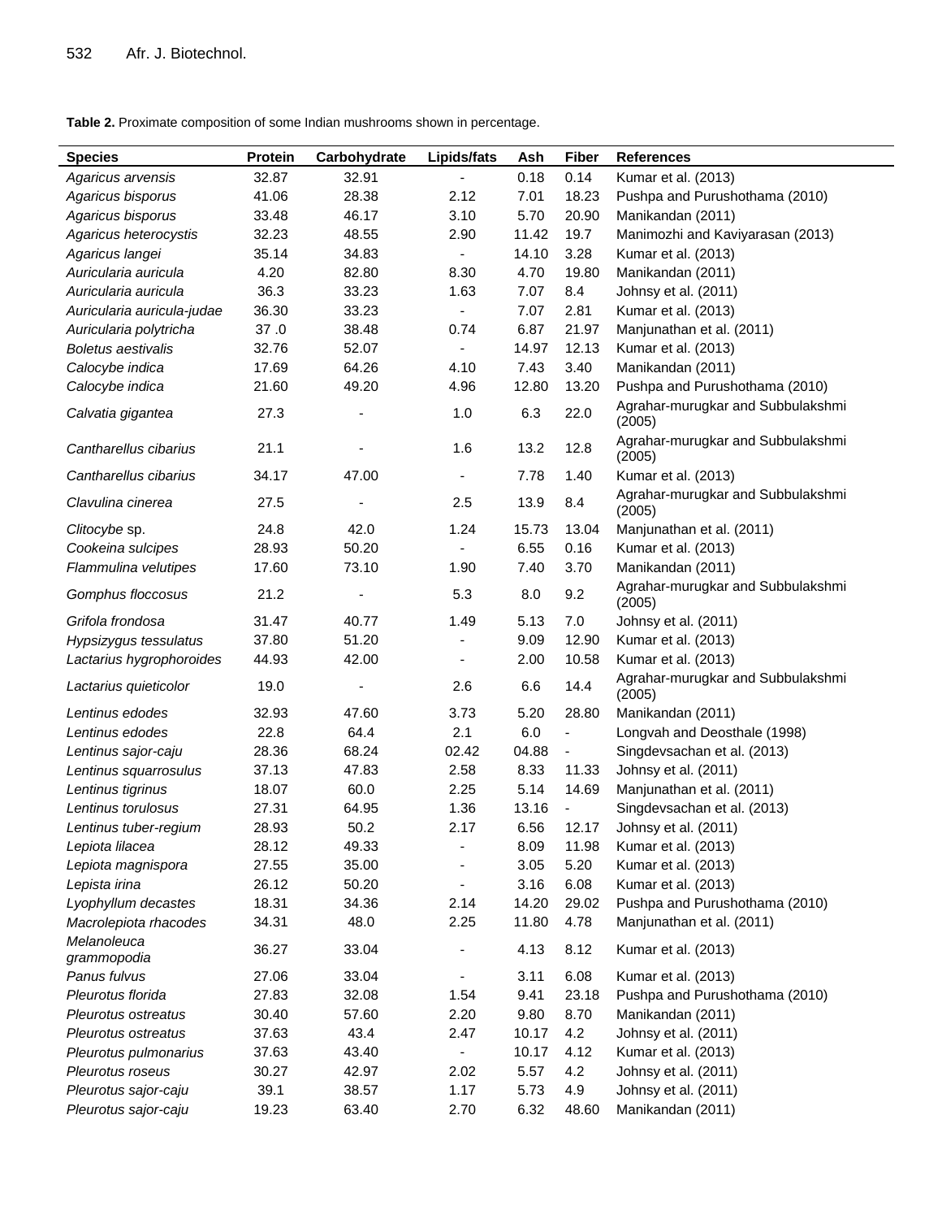**Table 2.** Proximate composition of some Indian mushrooms shown in percentage.

| Species | Protein | Carbohydrate | Lipids/fats | Ash | Fiber | References |
|---|---|---|---|---|---|---|
| *Agaricus arvensis* | 32.87 | 32.91 | - | 0.18 | 0.14 | Kumar et al. (2013) |
| *Agaricus bisporus* | 41.06 | 28.38 | 2.12 | 7.01 | 18.23 | Pushpa and Purushothama (2010) |
| *Agaricus bisporus* | 33.48 | 46.17 | 3.10 | 5.70 | 20.90 | Manikandan (2011) |
| *Agaricus heterocystis* | 32.23 | 48.55 | 2.90 | 11.42 | 19.7 | Manimozhi and Kaviyarasan (2013) |
| *Agaricus langei* | 35.14 | 34.83 | - | 14.10 | 3.28 | Kumar et al. (2013) |
| *Auricularia auricula* | 4.20 | 82.80 | 8.30 | 4.70 | 19.80 | Manikandan (2011) |
| *Auricularia auricula* | 36.3 | 33.23 | 1.63 | 7.07 | 8.4 | Johnsy et al. (2011) |
| *Auricularia auricula-judae* | 36.30 | 33.23 | - | 7.07 | 2.81 | Kumar et al. (2013) |
| *Auricularia polytricha* | 37 .0 | 38.48 | 0.74 | 6.87 | 21.97 | Manjunathan et al. (2011) |
| *Boletus aestivalis* | 32.76 | 52.07 | - | 14.97 | 12.13 | Kumar et al. (2013) |
| *Calocybe indica* | 17.69 | 64.26 | 4.10 | 7.43 | 3.40 | Manikandan (2011) |
| *Calocybe indica* | 21.60 | 49.20 | 4.96 | 12.80 | 13.20 | Pushpa and Purushothama (2010) |
| *Calvatia gigantea* | 27.3 | - | 1.0 | 6.3 | 22.0 | Agrahar-murugkar and Subbulakshmi (2005) |
| *Cantharellus cibarius* | 21.1 | - | 1.6 | 13.2 | 12.8 | Agrahar-murugkar and Subbulakshmi (2005) |
| *Cantharellus cibarius* | 34.17 | 47.00 | - | 7.78 | 1.40 | Kumar et al. (2013) |
| *Clavulina cinerea* | 27.5 | - | 2.5 | 13.9 | 8.4 | Agrahar-murugkar and Subbulakshmi (2005) |
| *Clitocybe* sp. | 24.8 | 42.0 | 1.24 | 15.73 | 13.04 | Manjunathan et al. (2011) |
| *Cookeina sulcipes* | 28.93 | 50.20 | - | 6.55 | 0.16 | Kumar et al. (2013) |
| *Flammulina velutipes* | 17.60 | 73.10 | 1.90 | 7.40 | 3.70 | Manikandan (2011) |
| *Gomphus floccosus* | 21.2 | - | 5.3 | 8.0 | 9.2 | Agrahar-murugkar and Subbulakshmi (2005) |
| *Grifola frondosa* | 31.47 | 40.77 | 1.49 | 5.13 | 7.0 | Johnsy et al. (2011) |
| *Hypsizygus tessulatus* | 37.80 | 51.20 | - | 9.09 | 12.90 | Kumar et al. (2013) |
| *Lactarius hygrophoroides* | 44.93 | 42.00 | - | 2.00 | 10.58 | Kumar et al. (2013) |
| *Lactarius quieticolor* | 19.0 | - | 2.6 | 6.6 | 14.4 | Agrahar-murugkar and Subbulakshmi (2005) |
| *Lentinus edodes* | 32.93 | 47.60 | 3.73 | 5.20 | 28.80 | Manikandan (2011) |
| *Lentinus edodes* | 22.8 | 64.4 | 2.1 | 6.0 | - | Longvah and Deosthale (1998) |
| *Lentinus sajor-caju* | 28.36 | 68.24 | 02.42 | 04.88 | - | Singdevsachan et al. (2013) |
| *Lentinus squarrosulus* | 37.13 | 47.83 | 2.58 | 8.33 | 11.33 | Johnsy et al. (2011) |
| *Lentinus tigrinus* | 18.07 | 60.0 | 2.25 | 5.14 | 14.69 | Manjunathan et al. (2011) |
| *Lentinus torulosus* | 27.31 | 64.95 | 1.36 | 13.16 | - | Singdevsachan et al. (2013) |
| *Lentinus tuber-regium* | 28.93 | 50.2 | 2.17 | 6.56 | 12.17 | Johnsy et al. (2011) |
| *Lepiota lilacea* | 28.12 | 49.33 | - | 8.09 | 11.98 | Kumar et al. (2013) |
| *Lepiota magnispora* | 27.55 | 35.00 | - | 3.05 | 5.20 | Kumar et al. (2013) |
| *Lepista irina* | 26.12 | 50.20 | - | 3.16 | 6.08 | Kumar et al. (2013) |
| *Lyophyllum decastes* | 18.31 | 34.36 | 2.14 | 14.20 | 29.02 | Pushpa and Purushothama (2010) |
| *Macrolepiota rhacodes* | 34.31 | 48.0 | 2.25 | 11.80 | 4.78 | Manjunathan et al. (2011) |
| *Melanoleuca grammopodia* | 36.27 | 33.04 | - | 4.13 | 8.12 | Kumar et al. (2013) |
| *Panus fulvus* | 27.06 | 33.04 | - | 3.11 | 6.08 | Kumar et al. (2013) |
| *Pleurotus florida* | 27.83 | 32.08 | 1.54 | 9.41 | 23.18 | Pushpa and Purushothama (2010) |
| *Pleurotus ostreatus* | 30.40 | 57.60 | 2.20 | 9.80 | 8.70 | Manikandan (2011) |
| *Pleurotus ostreatus* | 37.63 | 43.4 | 2.47 | 10.17 | 4.2 | Johnsy et al. (2011) |
| *Pleurotus pulmonarius* | 37.63 | 43.40 | - | 10.17 | 4.12 | Kumar et al. (2013) |
| *Pleurotus roseus* | 30.27 | 42.97 | 2.02 | 5.57 | 4.2 | Johnsy et al. (2011) |
| *Pleurotus sajor-caju* | 39.1 | 38.57 | 1.17 | 5.73 | 4.9 | Johnsy et al. (2011) |
| *Pleurotus sajor-caju* | 19.23 | 63.40 | 2.70 | 6.32 | 48.60 | Manikandan (2011) |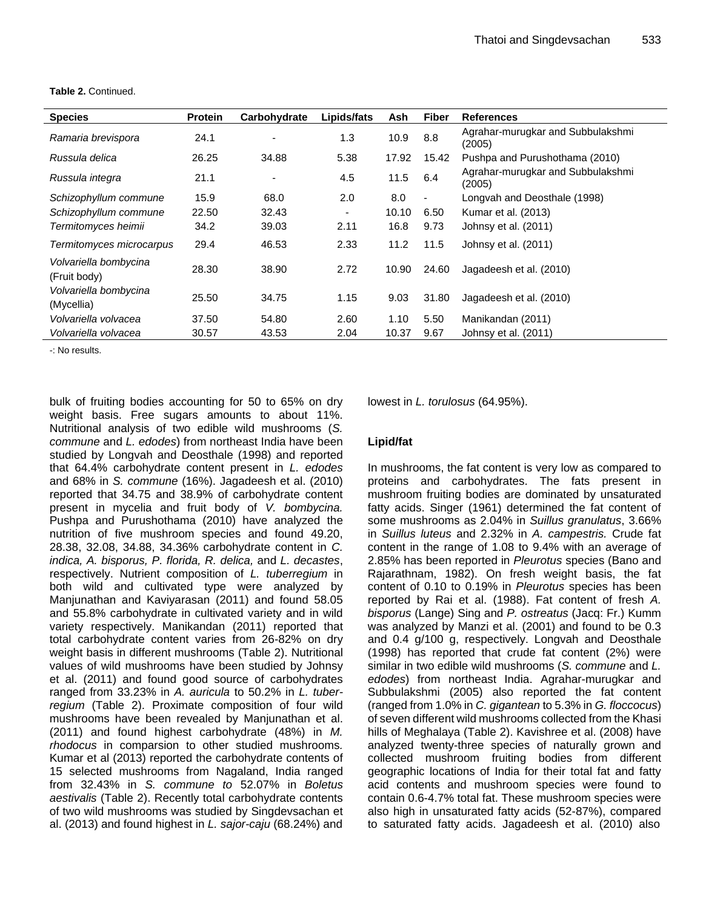**Table 2.** Continued.

| Species | Protein | Carbohydrate | Lipids/fats | Ash | Fiber | References |
|---|---|---|---|---|---|---|
| *Ramaria brevispora* | 24.1 | - | 1.3 | 10.9 | 8.8 | Agrahar-murugkar and Subbulakshmi (2005) |
| *Russula delica* | 26.25 | 34.88 | 5.38 | 17.92 | 15.42 | Pushpa and Purushothama (2010) |
| *Russula integra* | 21.1 | - | 4.5 | 11.5 | 6.4 | Agrahar-murugkar and Subbulakshmi (2005) |
| *Schizophyllum commune* | 15.9 | 68.0 | 2.0 | 8.0 | - | Longvah and Deosthale (1998) |
| *Schizophyllum commune* | 22.50 | 32.43 | - | 10.10 | 6.50 | Kumar et al. (2013) |
| *Termitomyces heimii* | 34.2 | 39.03 | 2.11 | 16.8 | 9.73 | Johnsy et al. (2011) |
| *Termitomyces microcarpus* | 29.4 | 46.53 | 2.33 | 11.2 | 11.5 | Johnsy et al. (2011) |
| *Volvariella bombycina* (Fruit body) | 28.30 | 38.90 | 2.72 | 10.90 | 24.60 | Jagadeesh et al. (2010) |
| *Volvariella bombycina* (Mycellia) | 25.50 | 34.75 | 1.15 | 9.03 | 31.80 | Jagadeesh et al. (2010) |
| *Volvariella volvacea* | 37.50 | 54.80 | 2.60 | 1.10 | 5.50 | Manikandan (2011) |
| *Volvariella volvacea* | 30.57 | 43.53 | 2.04 | 10.37 | 9.67 | Johnsy et al. (2011) |

-: No results.

bulk of fruiting bodies accounting for 50 to 65% on dry weight basis. Free sugars amounts to about 11%. Nutritional analysis of two edible wild mushrooms (*S. commune* and *L. edodes*) from northeast India have been studied by Longvah and Deosthale (1998) and reported that 64.4% carbohydrate content present in *L. edodes* and 68% in *S. commune* (16%). Jagadeesh et al. (2010) reported that 34.75 and 38.9% of carbohydrate content present in mycelia and fruit body of *V. bombycina.* Pushpa and Purushothama (2010) have analyzed the nutrition of five mushroom species and found 49.20, 28.38, 32.08, 34.88, 34.36% carbohydrate content in *C. indica, A. bisporus, P. florida, R. delica,* and *L. decastes*, respectively. Nutrient composition of *L. tuberregium* in both wild and cultivated type were analyzed by Manjunathan and Kaviyarasan (2011) and found 58.05 and 55.8% carbohydrate in cultivated variety and in wild variety respectively. Manikandan (2011) reported that total carbohydrate content varies from 26-82% on dry weight basis in different mushrooms (Table 2). Nutritional values of wild mushrooms have been studied by Johnsy et al. (2011) and found good source of carbohydrates ranged from 33.23% in *A. auricula* to 50.2% in *L. tuber-regium* (Table 2). Proximate composition of four wild mushrooms have been revealed by Manjunathan et al. (2011) and found highest carbohydrate (48%) in *M. rhodocus* in comparsion to other studied mushrooms. Kumar et al (2013) reported the carbohydrate contents of 15 selected mushrooms from Nagaland, India ranged from 32.43% in *S. commune to* 52.07% in *Boletus aestivalis* (Table 2). Recently total carbohydrate contents of two wild mushrooms was studied by Singdevsachan et al. (2013) and found highest in *L. sajor-caju* (68.24%) and lowest in *L. torulosus* (64.95%).

### Lipid/fat

In mushrooms, the fat content is very low as compared to proteins and carbohydrates. The fats present in mushroom fruiting bodies are dominated by unsaturated fatty acids. Singer (1961) determined the fat content of some mushrooms as 2.04% in *Suillus granulatus*, 3.66% in *Suillus luteus* and 2.32% in *A. campestris.* Crude fat content in the range of 1.08 to 9.4% with an average of 2.85% has been reported in *Pleurotus* species (Bano and Rajarathnam, 1982). On fresh weight basis, the fat content of 0.10 to 0.19% in *Pleurotus* species has been reported by Rai et al. (1988). Fat content of fresh *A. bisporus* (Lange) Sing and *P. ostreatus* (Jacq: Fr.) Kumm was analyzed by Manzi et al. (2001) and found to be 0.3 and 0.4 g/100 g, respectively. Longvah and Deosthale (1998) has reported that crude fat content (2%) were similar in two edible wild mushrooms (*S. commune* and *L. edodes*) from northeast India. Agrahar-murugkar and Subbulakshmi (2005) also reported the fat content (ranged from 1.0% in *C. gigantean* to 5.3% in *G. floccocus*) of seven different wild mushrooms collected from the Khasi hills of Meghalaya (Table 2). Kavishree et al. (2008) have analyzed twenty-three species of naturally grown and collected mushroom fruiting bodies from different geographic locations of India for their total fat and fatty acid contents and mushroom species were found to contain 0.6-4.7% total fat. These mushroom species were also high in unsaturated fatty acids (52-87%), compared to saturated fatty acids. Jagadeesh et al. (2010) also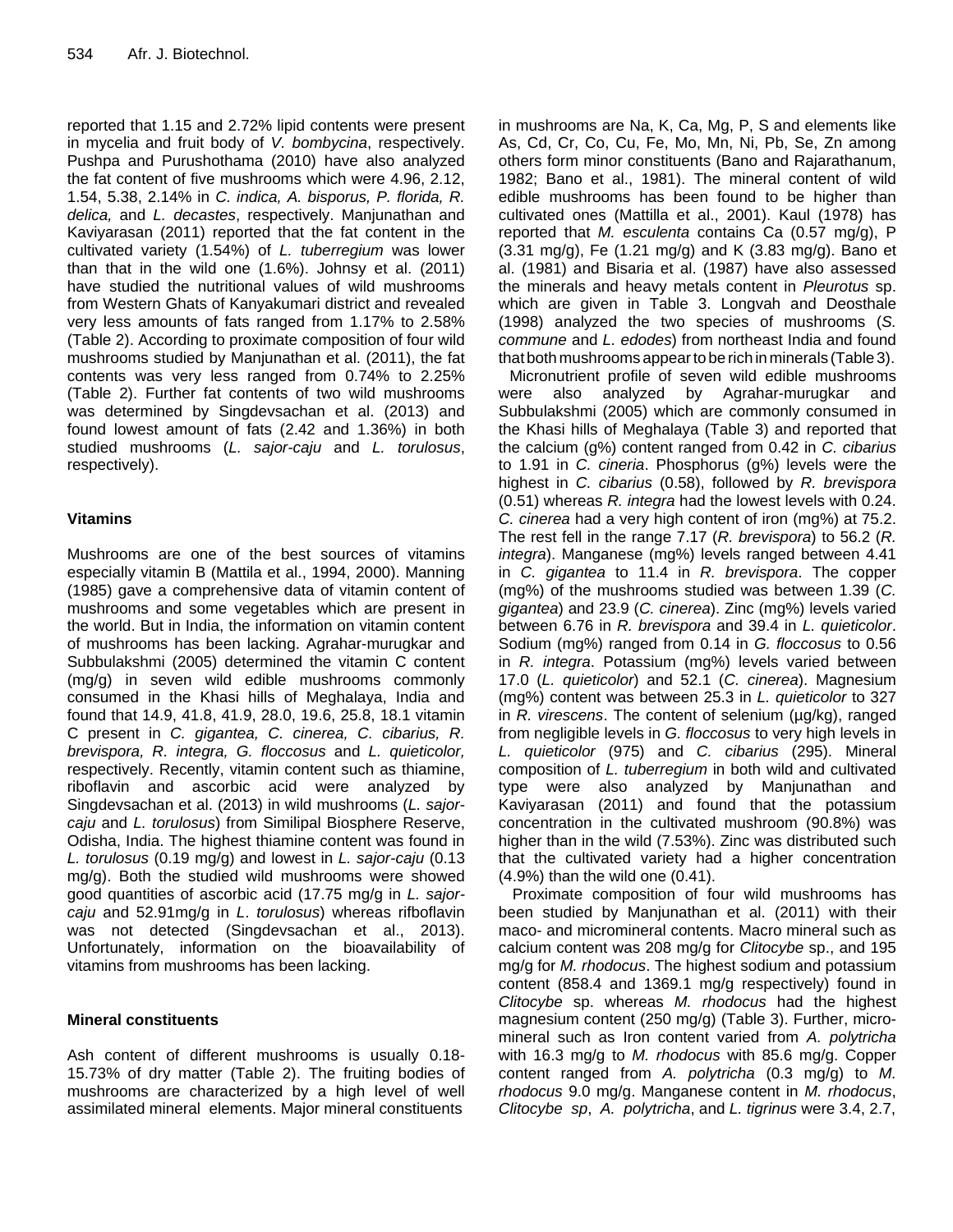reported that 1.15 and 2.72% lipid contents were present in mycelia and fruit body of *V. bombycina*, respectively. Pushpa and Purushothama (2010) have also analyzed the fat content of five mushrooms which were 4.96, 2.12, 1.54, 5.38, 2.14% in *C. indica, A. bisporus, P. florida, R. delica,* and *L. decastes*, respectively. Manjunathan and Kaviyarasan (2011) reported that the fat content in the cultivated variety (1.54%) of *L. tuberregium* was lower than that in the wild one (1.6%). Johnsy et al. (2011) have studied the nutritional values of wild mushrooms from Western Ghats of Kanyakumari district and revealed very less amounts of fats ranged from 1.17% to 2.58% (Table 2). According to proximate composition of four wild mushrooms studied by Manjunathan et al. (2011), the fat contents was very less ranged from 0.74% to 2.25% (Table 2). Further fat contents of two wild mushrooms was determined by Singdevsachan et al. (2013) and found lowest amount of fats (2.42 and 1.36%) in both studied mushrooms (*L. sajor-caju* and *L. torulosus*, respectively).

## Vitamins

Mushrooms are one of the best sources of vitamins especially vitamin B (Mattila et al., 1994, 2000). Manning (1985) gave a comprehensive data of vitamin content of mushrooms and some vegetables which are present in the world. But in India, the information on vitamin content of mushrooms has been lacking. Agrahar-murugkar and Subbulakshmi (2005) determined the vitamin C content (mg/g) in seven wild edible mushrooms commonly consumed in the Khasi hills of Meghalaya, India and found that 14.9, 41.8, 41.9, 28.0, 19.6, 25.8, 18.1 vitamin C present in *C. gigantea, C. cinerea, C. cibarius, R. brevispora, R. integra, G. floccosus* and *L. quieticolor,* respectively. Recently, vitamin content such as thiamine, riboflavin and ascorbic acid were analyzed by Singdevsachan et al. (2013) in wild mushrooms (*L. sajor-caju* and *L. torulosus*) from Similipal Biosphere Reserve, Odisha, India. The highest thiamine content was found in *L. torulosus* (0.19 mg/g) and lowest in *L. sajor-caju* (0.13 mg/g). Both the studied wild mushrooms were showed good quantities of ascorbic acid (17.75 mg/g in *L. sajor-caju* and 52.91mg/g in *L. torulosus*) whereas rifboflavin was not detected (Singdevsachan et al., 2013). Unfortunately, information on the bioavailability of vitamins from mushrooms has been lacking.

## Mineral constituents

Ash content of different mushrooms is usually 0.18-15.73% of dry matter (Table 2). The fruiting bodies of mushrooms are characterized by a high level of well assimilated mineral elements. Major mineral constituents in mushrooms are Na, K, Ca, Mg, P, S and elements like As, Cd, Cr, Co, Cu, Fe, Mo, Mn, Ni, Pb, Se, Zn among others form minor constituents (Bano and Rajarathanum, 1982; Bano et al., 1981). The mineral content of wild edible mushrooms has been found to be higher than cultivated ones (Mattilla et al., 2001). Kaul (1978) has reported that *M. esculenta* contains Ca (0.57 mg/g), P (3.31 mg/g), Fe (1.21 mg/g) and K (3.83 mg/g). Bano et al. (1981) and Bisaria et al. (1987) have also assessed the minerals and heavy metals content in *Pleurotus* sp. which are given in Table 3. Longvah and Deosthale (1998) analyzed the two species of mushrooms (*S. commune* and *L. edodes*) from northeast India and found that both mushrooms appear to be rich in minerals (Table 3).

Micronutrient profile of seven wild edible mushrooms were also analyzed by Agrahar-murugkar and Subbulakshmi (2005) which are commonly consumed in the Khasi hills of Meghalaya (Table 3) and reported that the calcium (g%) content ranged from 0.42 in *C. cibarius* to 1.91 in *C. cineria*. Phosphorus (g%) levels were the highest in *C. cibarius* (0.58), followed by *R. brevispora* (0.51) whereas *R. integra* had the lowest levels with 0.24. *C. cinerea* had a very high content of iron (mg%) at 75.2. The rest fell in the range 7.17 (*R. brevispora*) to 56.2 (*R. integra*). Manganese (mg%) levels ranged between 4.41 in *C. gigantea* to 11.4 in *R. brevispora*. The copper (mg%) of the mushrooms studied was between 1.39 (*C. gigantea*) and 23.9 (*C. cinerea*). Zinc (mg%) levels varied between 6.76 in *R. brevispora* and 39.4 in *L. quieticolor*. Sodium (mg%) ranged from 0.14 in *G. floccosus* to 0.56 in *R. integra*. Potassium (mg%) levels varied between 17.0 (*L. quieticolor*) and 52.1 (*C. cinerea*). Magnesium (mg%) content was between 25.3 in *L. quieticolor* to 327 in *R. virescens*. The content of selenium (µg/kg), ranged from negligible levels in *G. floccosus* to very high levels in *L. quieticolor* (975) and *C. cibarius* (295). Mineral composition of *L. tuberregium* in both wild and cultivated type were also analyzed by Manjunathan and Kaviyarasan (2011) and found that the potassium concentration in the cultivated mushroom (90.8%) was higher than in the wild (7.53%). Zinc was distributed such that the cultivated variety had a higher concentration (4.9%) than the wild one (0.41).

Proximate composition of four wild mushrooms has been studied by Manjunathan et al. (2011) with their maco- and micromineral contents. Macro mineral such as calcium content was 208 mg/g for *Clitocybe* sp., and 195 mg/g for *M. rhodocus*. The highest sodium and potassium content (858.4 and 1369.1 mg/g respectively) found in *Clitocybe* sp. whereas *M. rhodocus* had the highest magnesium content (250 mg/g) (Table 3). Further, micro-mineral such as Iron content varied from *A. polytricha* with 16.3 mg/g to *M. rhodocus* with 85.6 mg/g. Copper content ranged from *A. polytricha* (0.3 mg/g) to *M. rhodocus* 9.0 mg/g. Manganese content in *M. rhodocus*, *Clitocybe sp*, *A. polytricha*, and *L. tigrinus* were 3.4, 2.7,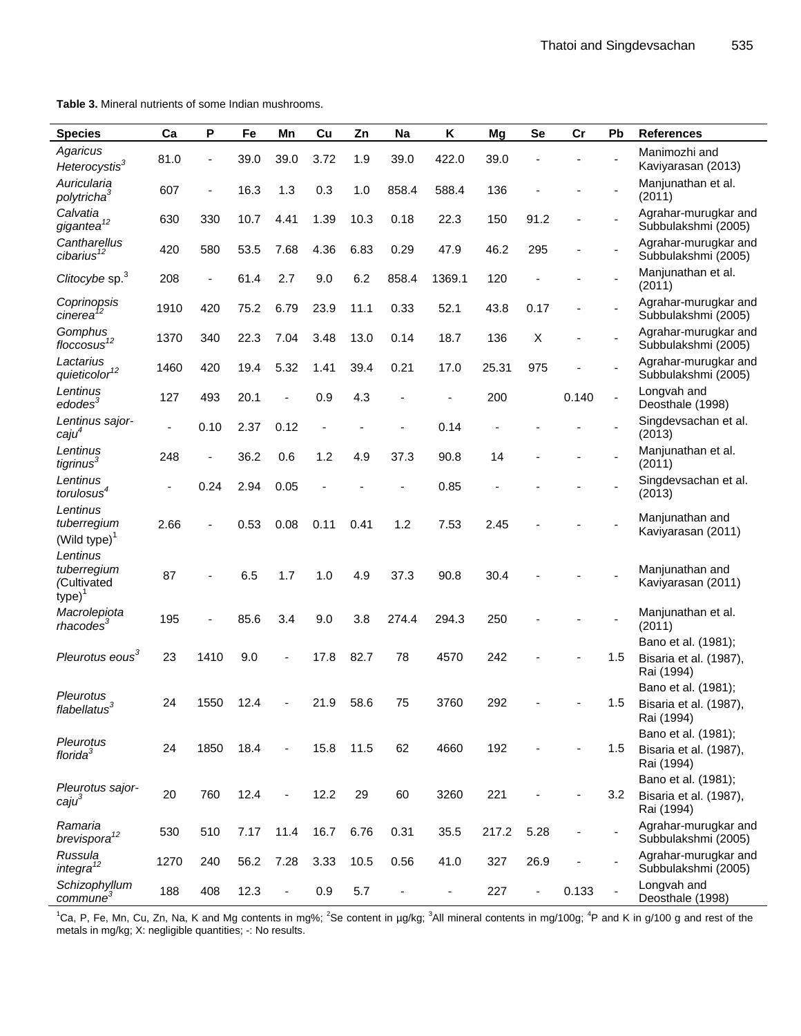**Table 3.** Mineral nutrients of some Indian mushrooms.

| Species | Ca | P | Fe | Mn | Cu | Zn | Na | K | Mg | Se | Cr | Pb | References |
|---|---|---|---|---|---|---|---|---|---|---|---|---|---|
| *Agaricus Heterocystis*[3] | 81.0 | - | 39.0 | 39.0 | 3.72 | 1.9 | 39.0 | 422.0 | 39.0 | - | - | - | Manimozhi and Kaviyarasan (2013) |
| *Auricularia polytricha*[3] | 607 | - | 16.3 | 1.3 | 0.3 | 1.0 | 858.4 | 588.4 | 136 | - | - | - | Manjunathan et al. (2011) |
| *Calvatia gigantea*[12] | 630 | 330 | 10.7 | 4.41 | 1.39 | 10.3 | 0.18 | 22.3 | 150 | 91.2 | - | - | Agrahar-murugkar and Subbulakshmi (2005) |
| *Cantharellus cibarius*[12] | 420 | 580 | 53.5 | 7.68 | 4.36 | 6.83 | 0.29 | 47.9 | 46.2 | 295 | - | - | Agrahar-murugkar and Subbulakshmi (2005) |
| *Clitocybe* sp.[3] | 208 | - | 61.4 | 2.7 | 9.0 | 6.2 | 858.4 | 1369.1 | 120 | - | - | - | Manjunathan et al. (2011) |
| *Coprinopsis cinerea*[12] | 1910 | 420 | 75.2 | 6.79 | 23.9 | 11.1 | 0.33 | 52.1 | 43.8 | 0.17 | - | - | Agrahar-murugkar and Subbulakshmi (2005) |
| *Gomphus floccosus*[12] | 1370 | 340 | 22.3 | 7.04 | 3.48 | 13.0 | 0.14 | 18.7 | 136 | X | - | - | Agrahar-murugkar and Subbulakshmi (2005) |
| *Lactarius quieticolor*[12] | 1460 | 420 | 19.4 | 5.32 | 1.41 | 39.4 | 0.21 | 17.0 | 25.31 | 975 | - | - | Agrahar-murugkar and Subbulakshmi (2005) |
| *Lentinus edodes*[3] | 127 | 493 | 20.1 | - | 0.9 | 4.3 | - | - | 200 | | 0.140 | - | Longvah and Deosthale (1998) |
| *Lentinus sajor-caju*[4] | - | 0.10 | 2.37 | 0.12 | - | - | - | 0.14 | - | - | - | - | Singdevsachan et al. (2013) |
| *Lentinus tigrinus*[3] | 248 | - | 36.2 | 0.6 | 1.2 | 4.9 | 37.3 | 90.8 | 14 | - | - | - | Manjunathan et al. (2011) |
| *Lentinus torulosus*[4] | - | 0.24 | 2.94 | 0.05 | - | - | - | 0.85 | - | - | - | - | Singdevsachan et al. (2013) |
| *Lentinus tuberregium* (Wild type)[1] | 2.66 | - | 0.53 | 0.08 | 0.11 | 0.41 | 1.2 | 7.53 | 2.45 | - | - | - | Manjunathan and Kaviyarasan (2011) |
| *Lentinus tuberregium (*Cultivated type)[1] | 87 | - | 6.5 | 1.7 | 1.0 | 4.9 | 37.3 | 90.8 | 30.4 | - | - | - | Manjunathan and Kaviyarasan (2011) |
| *Macrolepiota rhacodes*[3] | 195 | - | 85.6 | 3.4 | 9.0 | 3.8 | 274.4 | 294.3 | 250 | - | - | - | Manjunathan et al. (2011) |
| *Pleurotus eous*[3] | 23 | 1410 | 9.0 | - | 17.8 | 82.7 | 78 | 4570 | 242 | - | - | 1.5 | Bano et al. (1981); Bisaria et al. (1987), Rai (1994) |
| *Pleurotus flabellatus*[3] | 24 | 1550 | 12.4 | - | 21.9 | 58.6 | 75 | 3760 | 292 | - | - | 1.5 | Bano et al. (1981); Bisaria et al. (1987), Rai (1994) |
| *Pleurotus florida*[3] | 24 | 1850 | 18.4 | - | 15.8 | 11.5 | 62 | 4660 | 192 | - | - | 1.5 | Bano et al. (1981); Bisaria et al. (1987), Rai (1994) |
| *Pleurotus sajor-caju*[3] | 20 | 760 | 12.4 | - | 12.2 | 29 | 60 | 3260 | 221 | - | - | 3.2 | Bano et al. (1981); Bisaria et al. (1987), Rai (1994) |
| *Ramaria brevispora*[12] | 530 | 510 | 7.17 | 11.4 | 16.7 | 6.76 | 0.31 | 35.5 | 217.2 | 5.28 | - | - | Agrahar-murugkar and Subbulakshmi (2005) |
| *Russula integra*[12] | 1270 | 240 | 56.2 | 7.28 | 3.33 | 10.5 | 0.56 | 41.0 | 327 | 26.9 | - | - | Agrahar-murugkar and Subbulakshmi (2005) |
| *Schizophyllum commune*[3] | 188 | 408 | 12.3 | - | 0.9 | 5.7 | - | - | 227 | - | 0.133 | - | Longvah and Deosthale (1998) |

[1]Ca, P, Fe, Mn, Cu, Zn, Na, K and Mg contents in mg%; [2]Se content in µg/kg; [3]All mineral contents in mg/100g; [4]P and K in g/100 g and rest of the metals in mg/kg; X: negligible quantities; -: No results.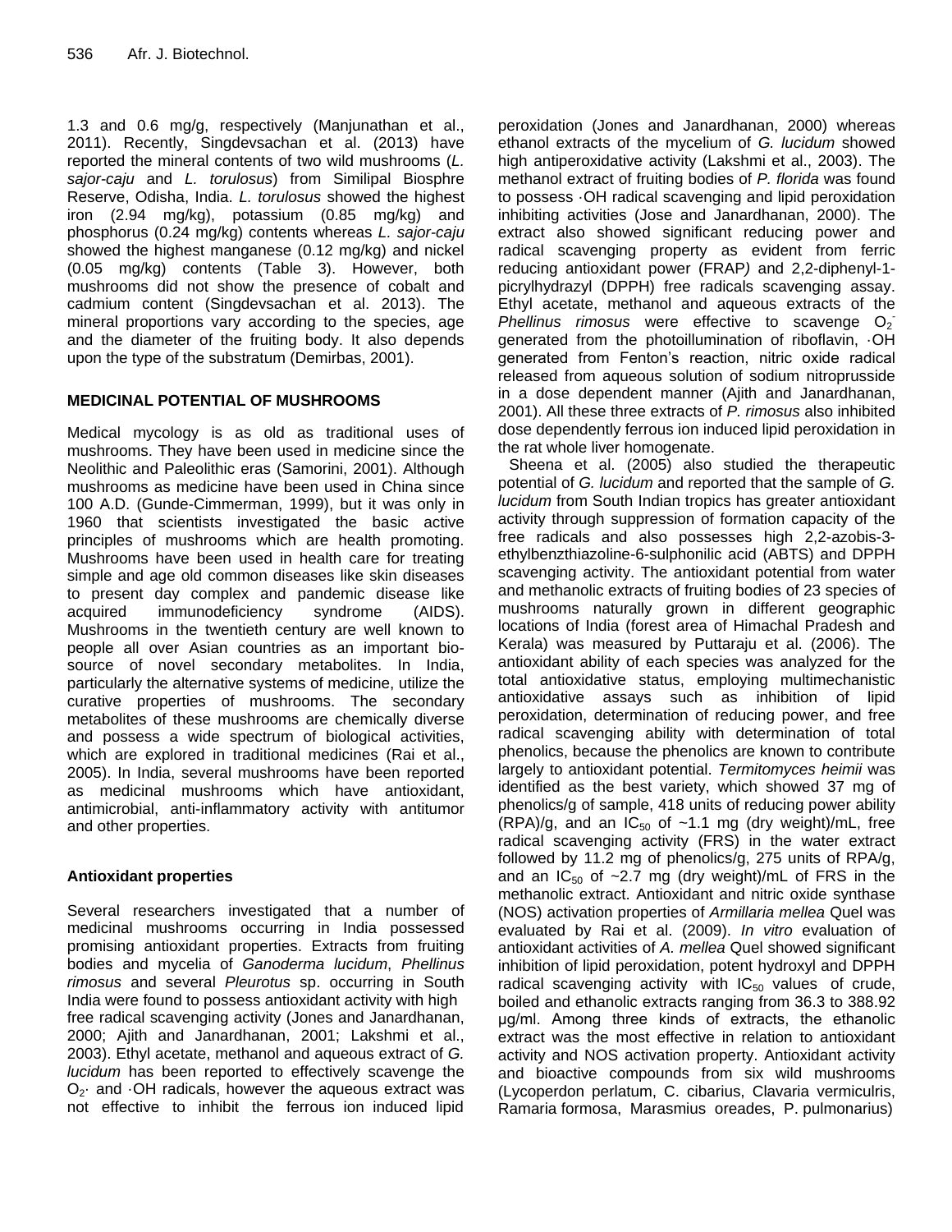1.3 and 0.6 mg/g, respectively (Manjunathan et al., 2011). Recently, Singdevsachan et al. (2013) have reported the mineral contents of two wild mushrooms (*L. sajor-caju* and *L. torulosus*) from Similipal Biosphre Reserve, Odisha, India. *L. torulosus* showed the highest iron (2.94 mg/kg), potassium (0.85 mg/kg) and phosphorus (0.24 mg/kg) contents whereas *L. sajor-caju* showed the highest manganese (0.12 mg/kg) and nickel (0.05 mg/kg) contents (Table 3). However, both mushrooms did not show the presence of cobalt and cadmium content (Singdevsachan et al. 2013). The mineral proportions vary according to the species, age and the diameter of the fruiting body. It also depends upon the type of the substratum (Demirbas, 2001).

## MEDICINAL POTENTIAL OF MUSHROOMS

Medical mycology is as old as traditional uses of mushrooms. They have been used in medicine since the Neolithic and Paleolithic eras (Samorini, 2001). Although mushrooms as medicine have been used in China since 100 A.D. (Gunde-Cimmerman, 1999), but it was only in 1960 that scientists investigated the basic active principles of mushrooms which are health promoting. Mushrooms have been used in health care for treating simple and age old common diseases like skin diseases to present day complex and pandemic disease like acquired immunodeficiency syndrome (AIDS). Mushrooms in the twentieth century are well known to people all over Asian countries as an important bio-source of novel secondary metabolites. In India, particularly the alternative systems of medicine, utilize the curative properties of mushrooms. The secondary metabolites of these mushrooms are chemically diverse and possess a wide spectrum of biological activities, which are explored in traditional medicines (Rai et al., 2005). In India, several mushrooms have been reported as medicinal mushrooms which have antioxidant, antimicrobial, anti-inflammatory activity with antitumor and other properties.

### Antioxidant properties

Several researchers investigated that a number of medicinal mushrooms occurring in India possessed promising antioxidant properties. Extracts from fruiting bodies and mycelia of *Ganoderma lucidum*, *Phellinus rimosus* and several *Pleurotus* sp. occurring in South India were found to possess antioxidant activity with high free radical scavenging activity (Jones and Janardhanan, 2000; Ajith and Janardhanan, 2001; Lakshmi et al., 2003). Ethyl acetate, methanol and aqueous extract of *G. lucidum* has been reported to effectively scavenge the $O_2\cdot$ and $\cdot OH$ radicals, however the aqueous extract was not effective to inhibit the ferrous ion induced lipid peroxidation (Jones and Janardhanan, 2000) whereas ethanol extracts of the mycelium of *G. lucidum* showed high antiperoxidative activity (Lakshmi et al., 2003). The methanol extract of fruiting bodies of *P. florida* was found to possess $\cdot OH$ radical scavenging and lipid peroxidation inhibiting activities (Jose and Janardhanan, 2000). The extract also showed significant reducing power and radical scavenging property as evident from ferric reducing antioxidant power (FRAP*)* and 2,2-diphenyl-1-picrylhydrazyl (DPPH) free radicals scavenging assay. Ethyl acetate, methanol and aqueous extracts of the *Phellinus rimosus* were effective to scavenge $O_2^-$ generated from the photoillumination of riboflavin, $\cdot OH$ generated from Fenton's reaction, nitric oxide radical released from aqueous solution of sodium nitroprusside in a dose dependent manner (Ajith and Janardhanan, 2001). All these three extracts of *P. rimosus* also inhibited dose dependently ferrous ion induced lipid peroxidation in the rat whole liver homogenate.

Sheena et al. (2005) also studied the therapeutic potential of *G. lucidum* and reported that the sample of *G. lucidum* from South Indian tropics has greater antioxidant activity through suppression of formation capacity of the free radicals and also possesses high 2,2-azobis-3-ethylbenzthiazoline-6-sulphonilic acid (ABTS) and DPPH scavenging activity. The antioxidant potential from water and methanolic extracts of fruiting bodies of 23 species of mushrooms naturally grown in different geographic locations of India (forest area of Himachal Pradesh and Kerala) was measured by Puttaraju et al. (2006). The antioxidant ability of each species was analyzed for the total antioxidative status, employing multimechanistic antioxidative assays such as inhibition of lipid peroxidation, determination of reducing power, and free radical scavenging ability with determination of total phenolics, because the phenolics are known to contribute largely to antioxidant potential. *Termitomyces heimii* was identified as the best variety, which showed 37 mg of phenolics/g of sample, 418 units of reducing power ability (RPA)/g, and an $IC_{50}$ of ~1.1 mg (dry weight)/mL, free radical scavenging activity (FRS) in the water extract followed by 11.2 mg of phenolics/g, 275 units of RPA/g, and an $IC_{50}$ of ~2.7 mg (dry weight)/mL of FRS in the methanolic extract. Antioxidant and nitric oxide synthase (NOS) activation properties of *Armillaria mellea* Quel was evaluated by Rai et al. (2009). *In vitro* evaluation of antioxidant activities of *A. mellea* Quel showed significant inhibition of lipid peroxidation, potent hydroxyl and DPPH radical scavenging activity with $IC_{50}$ values of crude, boiled and ethanolic extracts ranging from 36.3 to 388.92 µg/ml. Among three kinds of extracts, the ethanolic extract was the most effective in relation to antioxidant activity and NOS activation property. Antioxidant activity and bioactive compounds from six wild mushrooms (Lycoperdon perlatum, C. cibarius, Clavaria vermiculris, Ramaria formosa, Marasmius oreades, P. pulmonarius)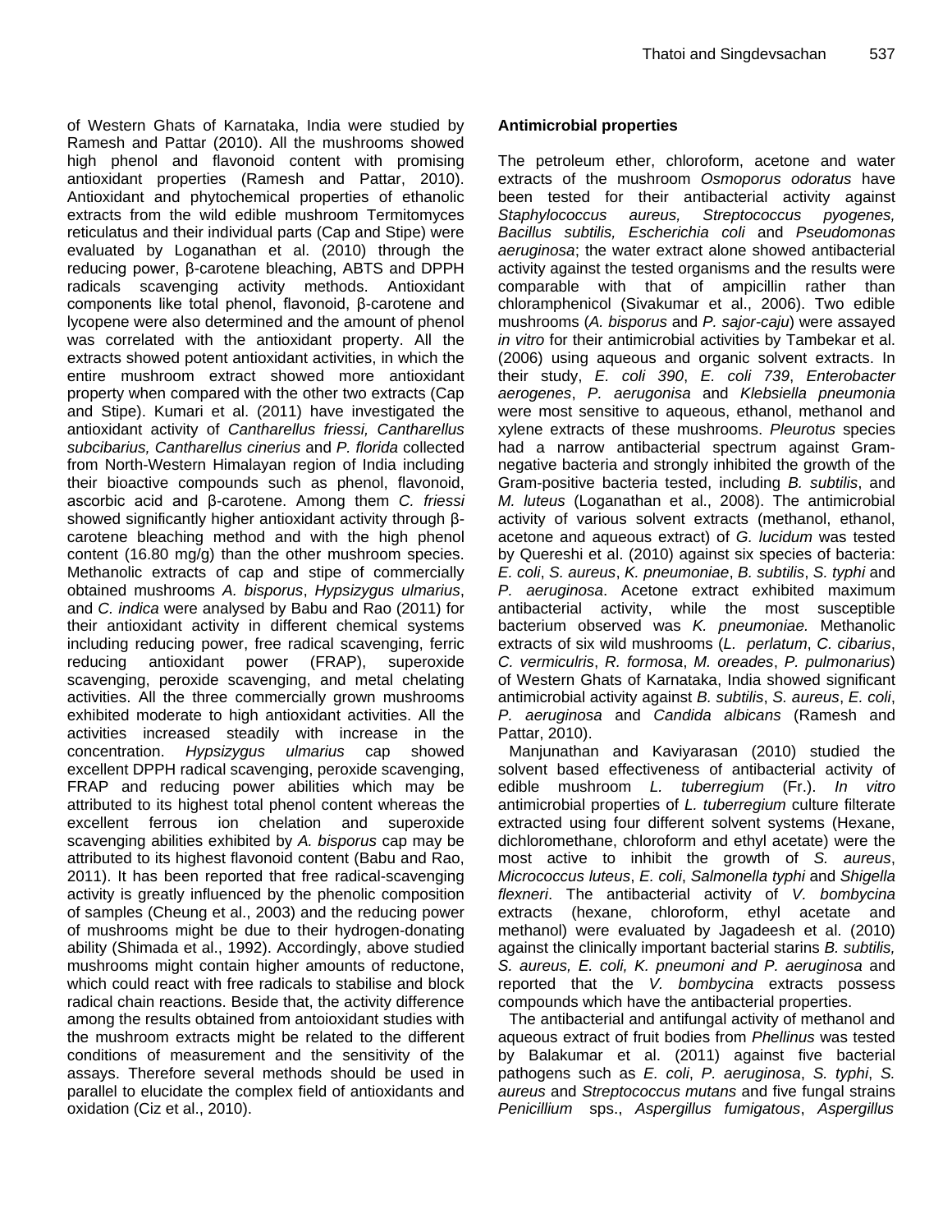of Western Ghats of Karnataka, India were studied by Ramesh and Pattar (2010). All the mushrooms showed high phenol and flavonoid content with promising antioxidant properties (Ramesh and Pattar, 2010). Antioxidant and phytochemical properties of ethanolic extracts from the wild edible mushroom Termitomyces reticulatus and their individual parts (Cap and Stipe) were evaluated by Loganathan et al. (2010) through the reducing power, β-carotene bleaching, ABTS and DPPH radicals scavenging activity methods. Antioxidant components like total phenol, flavonoid, β-carotene and lycopene were also determined and the amount of phenol was correlated with the antioxidant property. All the extracts showed potent antioxidant activities, in which the entire mushroom extract showed more antioxidant property when compared with the other two extracts (Cap and Stipe). Kumari et al. (2011) have investigated the antioxidant activity of *Cantharellus friessi, Cantharellus subcibarius, Cantharellus cinerius* and *P. florida* collected from North-Western Himalayan region of India including their bioactive compounds such as phenol, flavonoid, ascorbic acid and β-carotene. Among them *C. friessi* showed significantly higher antioxidant activity through β-carotene bleaching method and with the high phenol content (16.80 mg/g) than the other mushroom species. Methanolic extracts of cap and stipe of commercially obtained mushrooms *A. bisporus*, *Hypsizygus ulmarius*, and *C. indica* were analysed by Babu and Rao (2011) for their antioxidant activity in different chemical systems including reducing power, free radical scavenging, ferric reducing antioxidant power (FRAP), superoxide scavenging, peroxide scavenging, and metal chelating activities. All the three commercially grown mushrooms exhibited moderate to high antioxidant activities. All the activities increased steadily with increase in the concentration. *Hypsizygus ulmarius* cap showed excellent DPPH radical scavenging, peroxide scavenging, FRAP and reducing power abilities which may be attributed to its highest total phenol content whereas the excellent ferrous ion chelation and superoxide scavenging abilities exhibited by *A. bisporus* cap may be attributed to its highest flavonoid content (Babu and Rao, 2011). It has been reported that free radical-scavenging activity is greatly influenced by the phenolic composition of samples (Cheung et al., 2003) and the reducing power of mushrooms might be due to their hydrogen-donating ability (Shimada et al., 1992). Accordingly, above studied mushrooms might contain higher amounts of reductone, which could react with free radicals to stabilise and block radical chain reactions. Beside that, the activity difference among the results obtained from antoioxidant studies with the mushroom extracts might be related to the different conditions of measurement and the sensitivity of the assays. Therefore several methods should be used in parallel to elucidate the complex field of antioxidants and oxidation (Ciz et al., 2010).

## Antimicrobial properties

The petroleum ether, chloroform, acetone and water extracts of the mushroom *Osmoporus odoratus* have been tested for their antibacterial activity against *Staphylococcus aureus, Streptococcus pyogenes, Bacillus subtilis, Escherichia coli* and *Pseudomonas aeruginosa*; the water extract alone showed antibacterial activity against the tested organisms and the results were comparable with that of ampicillin rather than chloramphenicol (Sivakumar et al., 2006). Two edible mushrooms (*A. bisporus* and *P. sajor-caju*) were assayed *in vitro* for their antimicrobial activities by Tambekar et al. (2006) using aqueous and organic solvent extracts. In their study, *E. coli 390*, *E. coli 739*, *Enterobacter aerogenes*, *P. aerugonisa* and *Klebsiella pneumonia* were most sensitive to aqueous, ethanol, methanol and xylene extracts of these mushrooms. *Pleurotus* species had a narrow antibacterial spectrum against Gram-negative bacteria and strongly inhibited the growth of the Gram-positive bacteria tested, including *B. subtilis*, and *M. luteus* (Loganathan et al., 2008). The antimicrobial activity of various solvent extracts (methanol, ethanol, acetone and aqueous extract) of *G. lucidum* was tested by Quereshi et al. (2010) against six species of bacteria: *E. coli*, *S. aureus*, *K. pneumoniae*, *B. subtilis*, *S. typhi* and *P. aeruginosa*. Acetone extract exhibited maximum antibacterial activity, while the most susceptible bacterium observed was *K. pneumoniae.* Methanolic extracts of six wild mushrooms (*L. perlatum*, *C. cibarius*, *C. vermiculris*, *R. formosa*, *M. oreades*, *P. pulmonarius*) of Western Ghats of Karnataka, India showed significant antimicrobial activity against *B. subtilis*, *S. aureus*, *E. coli*, *P. aeruginosa* and *Candida albicans* (Ramesh and Pattar, 2010).

Manjunathan and Kaviyarasan (2010) studied the solvent based effectiveness of antibacterial activity of edible mushroom *L. tuberregium* (Fr.). *In vitro* antimicrobial properties of *L. tuberregium* culture filterate extracted using four different solvent systems (Hexane, dichloromethane, chloroform and ethyl acetate) were the most active to inhibit the growth of *S. aureus*, *Micrococcus luteus*, *E. coli*, *Salmonella typhi* and *Shigella flexneri*. The antibacterial activity of *V. bombycina* extracts (hexane, chloroform, ethyl acetate and methanol) were evaluated by Jagadeesh et al. (2010) against the clinically important bacterial starins *B. subtilis, S. aureus, E. coli, K. pneumoni and P. aeruginosa* and reported that the *V. bombycina* extracts possess compounds which have the antibacterial properties.

The antibacterial and antifungal activity of methanol and aqueous extract of fruit bodies from *Phellinus* was tested by Balakumar et al. (2011) against five bacterial pathogens such as *E. coli*, *P. aeruginosa*, *S. typhi*, *S. aureus* and *Streptococcus mutans* and five fungal strains *Penicillium* sps., *Aspergillus fumigatous*, *Aspergillus*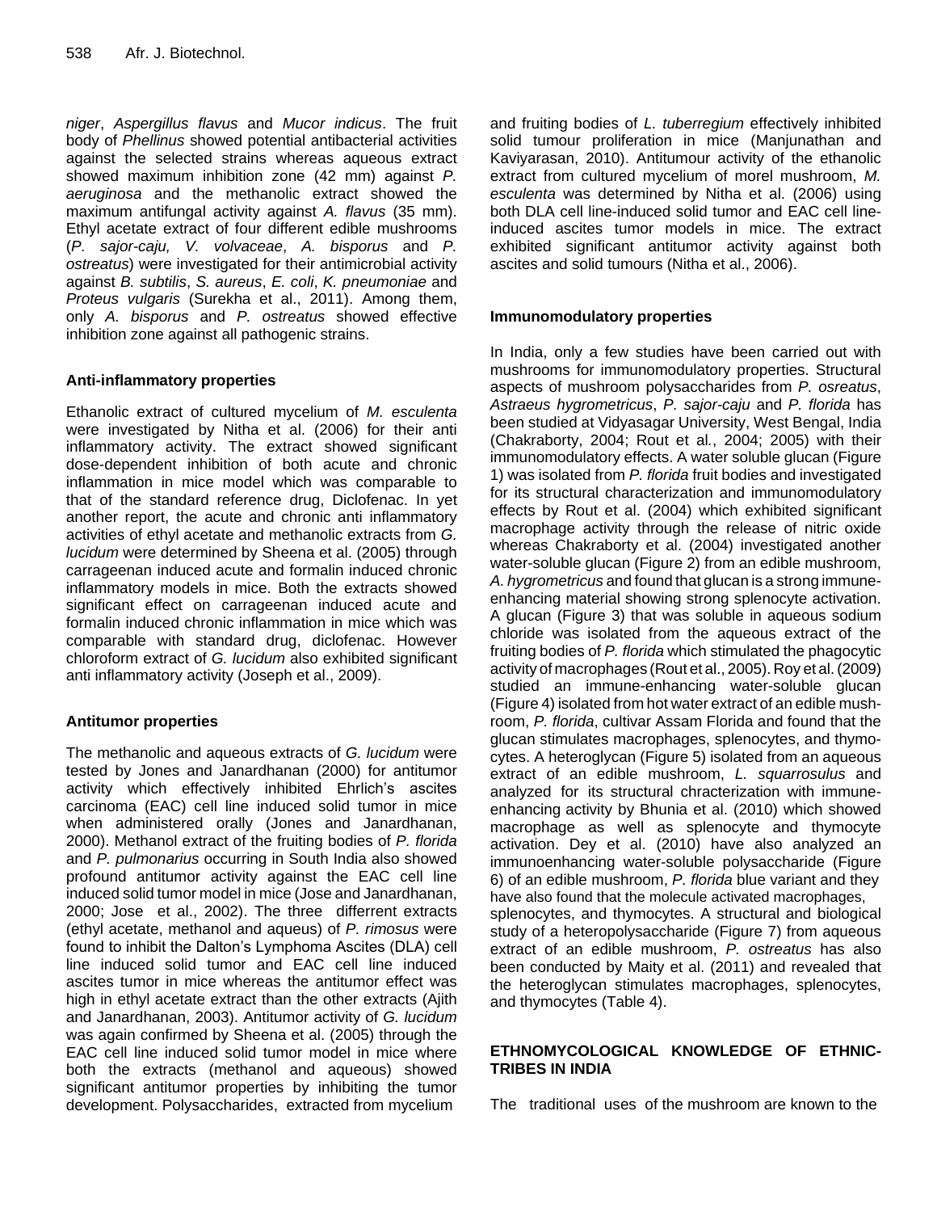*niger*, *Aspergillus flavus* and *Mucor indicus*. The fruit body of *Phellinus* showed potential antibacterial activities against the selected strains whereas aqueous extract showed maximum inhibition zone (42 mm) against *P. aeruginosa* and the methanolic extract showed the maximum antifungal activity against *A. flavus* (35 mm). Ethyl acetate extract of four different edible mushrooms (*P. sajor-caju, V. volvaceae*, *A. bisporus* and *P. ostreatus*) were investigated for their antimicrobial activity against *B. subtilis*, *S. aureus*, *E. coli*, *K. pneumoniae* and *Proteus vulgaris* (Surekha et al., 2011). Among them, only *A. bisporus* and *P. ostreatus* showed effective inhibition zone against all pathogenic strains.

### Anti-inflammatory properties

Ethanolic extract of cultured mycelium of *M. esculenta* were investigated by Nitha et al. (2006) for their anti inflammatory activity. The extract showed significant dose-dependent inhibition of both acute and chronic inflammation in mice model which was comparable to that of the standard reference drug, Diclofenac. In yet another report, the acute and chronic anti inflammatory activities of ethyl acetate and methanolic extracts from *G. lucidum* were determined by Sheena et al. (2005) through carrageenan induced acute and formalin induced chronic inflammatory models in mice. Both the extracts showed significant effect on carrageenan induced acute and formalin induced chronic inflammation in mice which was comparable with standard drug, diclofenac. However chloroform extract of *G. lucidum* also exhibited significant anti inflammatory activity (Joseph et al., 2009).

### Antitumor properties

The methanolic and aqueous extracts of *G. lucidum* were tested by Jones and Janardhanan (2000) for antitumor activity which effectively inhibited Ehrlich's ascites carcinoma (EAC) cell line induced solid tumor in mice when administered orally (Jones and Janardhanan, 2000). Methanol extract of the fruiting bodies of *P. florida* and *P. pulmonarius* occurring in South India also showed profound antitumor activity against the EAC cell line induced solid tumor model in mice (Jose and Janardhanan, 2000; Jose et al., 2002). The three differrent extracts (ethyl acetate, methanol and aqueous) of *P. rimosus* were found to inhibit the Dalton's Lymphoma Ascites (DLA) cell line induced solid tumor and EAC cell line induced ascites tumor in mice whereas the antitumor effect was high in ethyl acetate extract than the other extracts (Ajith and Janardhanan, 2003). Antitumor activity of *G. lucidum* was again confirmed by Sheena et al. (2005) through the EAC cell line induced solid tumor model in mice where both the extracts (methanol and aqueous) showed significant antitumor properties by inhibiting the tumor development. Polysaccharides, extracted from mycelium and fruiting bodies of *L. tuberregium* effectively inhibited solid tumour proliferation in mice (Manjunathan and Kaviyarasan, 2010). Antitumour activity of the ethanolic extract from cultured mycelium of morel mushroom, *M. esculenta* was determined by Nitha et al. (2006) using both DLA cell line-induced solid tumor and EAC cell line-induced ascites tumor models in mice. The extract exhibited significant antitumor activity against both ascites and solid tumours (Nitha et al., 2006).

### Immunomodulatory properties

In India, only a few studies have been carried out with mushrooms for immunomodulatory properties. Structural aspects of mushroom polysaccharides from *P. osreatus*, *Astraeus hygrometricus*, *P. sajor-caju* and *P. florida* has been studied at Vidyasagar University, West Bengal, India (Chakraborty, 2004; Rout et al., 2004; 2005) with their immunomodulatory effects. A water soluble glucan (Figure 1) was isolated from *P. florida* fruit bodies and investigated for its structural characterization and immunomodulatory effects by Rout et al. (2004) which exhibited significant macrophage activity through the release of nitric oxide whereas Chakraborty et al. (2004) investigated another water-soluble glucan (Figure 2) from an edible mushroom, *A. hygrometricus* and found that glucan is a strong immune-enhancing material showing strong splenocyte activation. A glucan (Figure 3) that was soluble in aqueous sodium chloride was isolated from the aqueous extract of the fruiting bodies of *P. florida* which stimulated the phagocytic activity of macrophages (Rout et al., 2005). Roy et al. (2009) studied an immune-enhancing water-soluble glucan (Figure 4) isolated from hot water extract of an edible mushroom, *P. florida*, cultivar Assam Florida and found that the glucan stimulates macrophages, splenocytes, and thymocytes. A heteroglycan (Figure 5) isolated from an aqueous extract of an edible mushroom, *L. squarrosulus* and analyzed for its structural chracterization with immune-enhancing activity by Bhunia et al. (2010) which showed macrophage as well as splenocyte and thymocyte activation. Dey et al. (2010) have also analyzed an immunoenhancing water-soluble polysaccharide (Figure 6) of an edible mushroom, *P. florida* blue variant and they have also found that the molecule activated macrophages, splenocytes, and thymocytes. A structural and biological study of a heteropolysaccharide (Figure 7) from aqueous extract of an edible mushroom, *P. ostreatus* has also been conducted by Maity et al. (2011) and revealed that the heteroglycan stimulates macrophages, splenocytes, and thymocytes (Table 4).

## ETHNOMYCOLOGICAL KNOWLEDGE OF ETHNIC-TRIBES IN INDIA

The traditional uses of the mushroom are known to the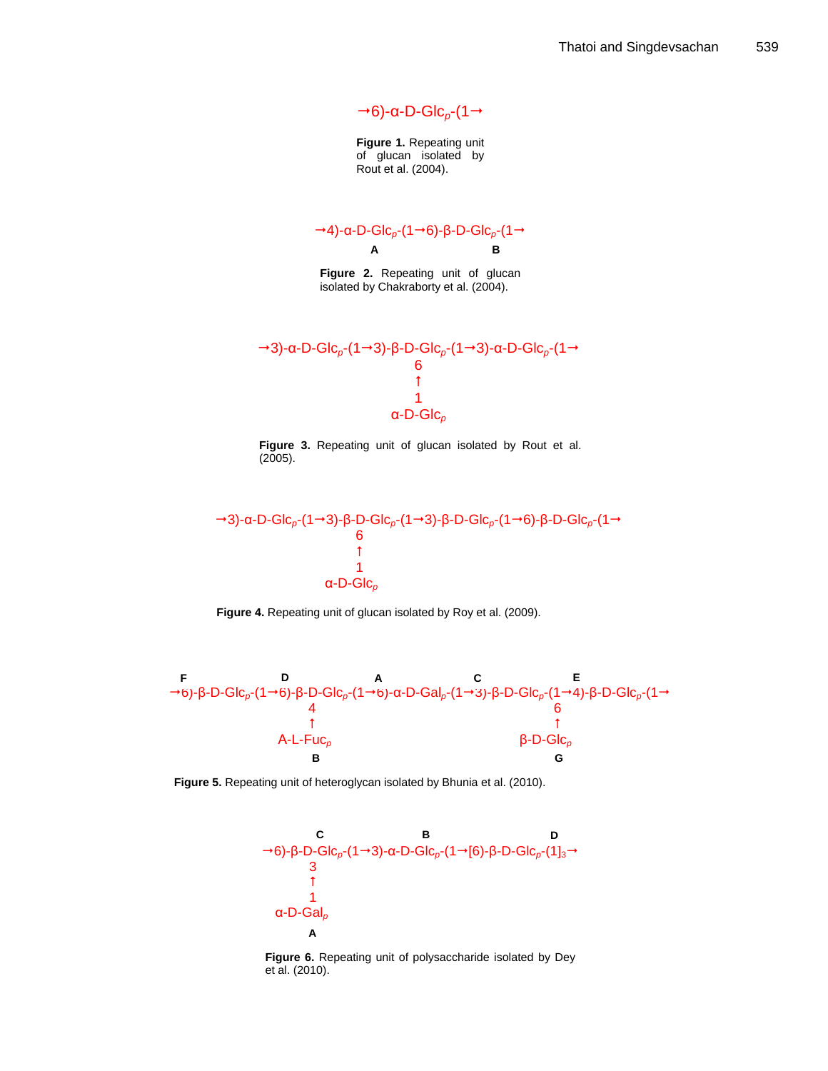→6)-α-D-Glc$_p$-(1→

**Figure 1.** Repeating unit of glucan isolated by Rout et al. (2004).

```
→4)-α-D-Glcp-(1→6)-β-D-Glcp-(1→
          A               B
```

**Figure 2.** Repeating unit of glucan isolated by Chakraborty et al. (2004).

```
→3)-α-D-Glcp-(1→3)-β-D-Glcp-(1→3)-α-D-Glcp-(1→
                          6
                          ↑
                          1
                      α-D-Glcp
```

**Figure 3.** Repeating unit of glucan isolated by Rout et al. (2005).

```
→3)-α-D-Glcp-(1→3)-β-D-Glcp-(1→3)-β-D-Glcp-(1→6)-β-D-Glcp-(1→
                         6
                         ↑
                         1
                     α-D-Glcp
```

**Figure 4.** Repeating unit of glucan isolated by Roy et al. (2009).

```
 F                 D                   A                 C                  E
→6)-β-D-Glcp-(1→6)-β-D-Glcp-(1→6)-α-D-Galp-(1→3)-β-D-Glcp-(1→4)-β-D-Glcp-(1→
                        4                                       6
                        ↑                                       ↑
                    A-L-Fucp                                β-D-Glcp
                        B                                       G
```

**Figure 5.** Repeating unit of heteroglycan isolated by Bhunia et al. (2010).

```
            C                B                  D
→6)-β-D-Glcp-(1→3)-α-D-Glcp-(1→[6)-β-D-Glcp-(1]3→
       3
       ↑
       1
   α-D-Galp
       A
```

**Figure 6.** Repeating unit of polysaccharide isolated by Dey et al. (2010).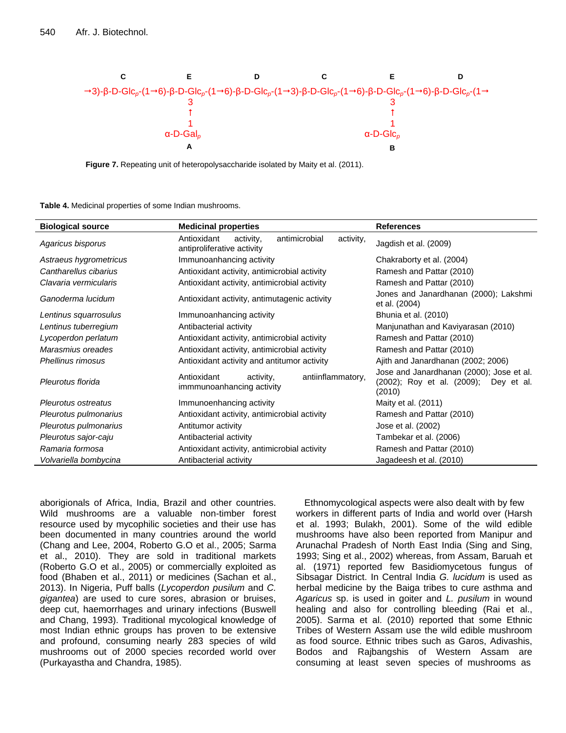```
   C              E              D              C              E              D
→3)-β-D-Glcp-(1→6)-β-D-Glcp-(1→6)-β-D-Glcp-(1→3)-β-D-Glcp-(1→6)-β-D-Glcp-(1→6)-β-D-Glcp-(1→
                  3                                             3
                  ↑                                             ↑
                  1                                             1
               α-D-Galp                                      α-D-Glcp
                  A                                             B
```

**Figure 7.** Repeating unit of heteropolysaccharide isolated by Maity et al. (2011).

**Table 4.** Medicinal properties of some Indian mushrooms.

| Biological source | Medicinal properties | References |
|---|---|---|
| *Agaricus bisporus* | Antioxidant activity, antimicrobial activity, antiproliferative activity | Jagdish et al. (2009) |
| *Astraeus hygrometricus* | Immunoanhancing activity | Chakraborty et al. (2004) |
| *Cantharellus cibarius* | Antioxidant activity, antimicrobial activity | Ramesh and Pattar (2010) |
| *Clavaria vermicularis* | Antioxidant activity, antimicrobial activity | Ramesh and Pattar (2010) |
| *Ganoderma lucidum* | Antioxidant activity, antimutagenic activity | Jones and Janardhanan (2000); Lakshmi et al. (2004) |
| *Lentinus squarrosulus* | Immunoanhancing activity | Bhunia et al. (2010) |
| *Lentinus tuberregium* | Antibacterial activity | Manjunathan and Kaviyarasan (2010) |
| *Lycoperdon perlatum* | Antioxidant activity, antimicrobial activity | Ramesh and Pattar (2010) |
| *Marasmius oreades* | Antioxidant activity, antimicrobial activity | Ramesh and Pattar (2010) |
| *Phellinus rimosus* | Antioxidant activity and antitumor activity | Ajith and Janardhanan (2002; 2006) |
| *Pleurotus florida* | Antioxidant activity, antiinflammatory, immmunoanhancing activity | Jose and Janardhanan (2000); Jose et al. (2002); Roy et al. (2009); Dey et al. (2010) |
| *Pleurotus ostreatus* | Immunoenhancing activity | Maity et al. (2011) |
| *Pleurotus pulmonarius* | Antioxidant activity, antimicrobial activity | Ramesh and Pattar (2010) |
| *Pleurotus pulmonarius* | Antitumor activity | Jose et al. (2002) |
| *Pleurotus sajor-caju* | Antibacterial activity | Tambekar et al. (2006) |
| *Ramaria formosa* | Antioxidant activity, antimicrobial activity | Ramesh and Pattar (2010) |
| *Volvariella bombycina* | Antibacterial activity | Jagadeesh et al. (2010) |

aborigionals of Africa, India, Brazil and other countries. Wild mushrooms are a valuable non-timber forest resource used by mycophilic societies and their use has been documented in many countries around the world (Chang and Lee, 2004, Roberto G.O et al., 2005; Sarma et al., 2010). They are sold in traditional markets (Roberto G.O et al., 2005) or commercially exploited as food (Bhaben et al., 2011) or medicines (Sachan et al., 2013). In Nigeria, Puff balls (*Lycoperdon pusilum* and *C. gigantea*) are used to cure sores, abrasion or bruises, deep cut, haemorrhages and urinary infections (Buswell and Chang, 1993). Traditional mycological knowledge of most Indian ethnic groups has proven to be extensive and profound, consuming nearly 283 species of wild mushrooms out of 2000 species recorded world over (Purkayastha and Chandra, 1985).

Ethnomycological aspects were also dealt with by few workers in different parts of India and world over (Harsh et al. 1993; Bulakh, 2001). Some of the wild edible mushrooms have also been reported from Manipur and Arunachal Pradesh of North East India (Sing and Sing, 1993; Sing et al., 2002) whereas, from Assam, Baruah et al. (1971) reported few Basidiomycetous fungus of Sibsagar District. In Central India *G. lucidum* is used as herbal medicine by the Baiga tribes to cure asthma and *Agaricus* sp. is used in goiter and *L. pusilum* in wound healing and also for controlling bleeding (Rai et al., 2005). Sarma et al. (2010) reported that some Ethnic Tribes of Western Assam use the wild edible mushroom as food source. Ethnic tribes such as Garos, Adivashis, Bodos and Rajbangshis of Western Assam are consuming at least seven species of mushrooms as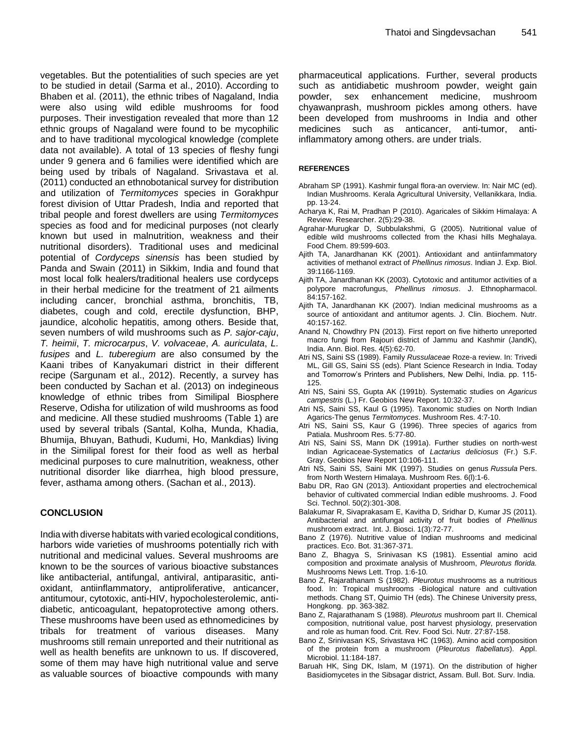vegetables. But the potentialities of such species are yet to be studied in detail (Sarma et al., 2010). According to Bhaben et al. (2011), the ethnic tribes of Nagaland, India were also using wild edible mushrooms for food purposes. Their investigation revealed that more than 12 ethnic groups of Nagaland were found to be mycophilic and to have traditional mycological knowledge (complete data not available). A total of 13 species of fleshy fungi under 9 genera and 6 families were identified which are being used by tribals of Nagaland. Srivastava et al. (2011) conducted an ethnobotanical survey for distribution and utilization of *Termitomyces* species in Gorakhpur forest division of Uttar Pradesh, India and reported that tribal people and forest dwellers are using *Termitomyces* species as food and for medicinal purposes (not clearly known but used in malnutrition, weakness and their nutritional disorders). Traditional uses and medicinal potential of *Cordyceps sinensis* has been studied by Panda and Swain (2011) in Sikkim, India and found that most local folk healers/traditional healers use cordyceps in their herbal medicine for the treatment of 21 ailments including cancer, bronchial asthma, bronchitis, TB, diabetes, cough and cold, erectile dysfunction, BHP, jaundice, alcoholic hepatitis, among others. Beside that, seven numbers of wild mushrooms such as *P. sajor-caju*, *T. heimii*, *T. microcarpus*, *V. volvaceae*, *A. auriculata*, *L. fusipes* and *L. tuberegium* are also consumed by the Kaani tribes of Kanyakumari district in their different recipe (Sargunam et al., 2012). Recently, a survey has been conducted by Sachan et al. (2013) on indegineous knowledge of ethnic tribes from Similipal Biosphere Reserve, Odisha for utilization of wild mushrooms as food and medicine. All these studied mushrooms (Table 1) are used by several tribals (Santal, Kolha, Munda, Khadia, Bhumija, Bhuyan, Bathudi, Kudumi, Ho, Mankdias) living in the Similipal forest for their food as well as herbal medicinal purposes to cure malnutrition, weakness, other nutritional disorder like diarrhea, high blood pressure, fever, asthama among others. (Sachan et al., 2013).

## CONCLUSION

India with diverse habitats with varied ecological conditions, harbors wide varieties of mushrooms potentially rich with nutritional and medicinal values. Several mushrooms are known to be the sources of various bioactive substances like antibacterial, antifungal, antiviral, antiparasitic, anti-oxidant, antiinflammatory, antiproliferative, anticancer, antitumour, cytotoxic, anti-HIV, hypocholesterolemic, anti-diabetic, anticoagulant, hepatoprotective among others. These mushrooms have been used as ethnomedicines by tribals for treatment of various diseases. Many mushrooms still remain unreported and their nutritional as well as health benefits are unknown to us. If discovered, some of them may have high nutritional value and serve as valuable sources of bioactive compounds with many pharmaceutical applications. Further, several products such as antidiabetic mushroom powder, weight gain powder, sex enhancement medicine, mushroom chyawanprash, mushroom pickles among others. have been developed from mushrooms in India and other medicines such as anticancer, anti-tumor, anti-inflammatory among others. are under trials.

## REFERENCES

Abraham SP (1991). Kashmir fungal flora-an overview. In: Nair MC (ed). Indian Mushrooms. Kerala Agricultural University, Vellanikkara, India. pp. 13-24.

Acharya K, Rai M, Pradhan P (2010). Agaricales of Sikkim Himalaya: A Review. Researcher. 2(5):29-38.

Agrahar-Murugkar D, Subbulakshmi, G (2005). Nutritional value of edible wild mushrooms collected from the Khasi hills Meghalaya. Food Chem. 89:599-603.

Ajith TA, Janardhanan KK (2001). Antioxidant and antiinfammatory activities of methanol extract of *Phellinus rimosus*. Indian J. Exp. Biol. 39:1166-1169.

Ajith TA, Janardhanan KK (2003). Cytotoxic and antitumor activities of a polypore macrofungus, *Phellinus rimosus*. J. Ethnopharmacol. 84:157-162.

Ajith TA, Janardhanan KK (2007). Indian medicinal mushrooms as a source of antioxidant and antitumor agents. J. Clin. Biochem. Nutr. 40:157-162.

Anand N, Chowdhry PN (2013). First report on five hitherto unreported macro fungi from Rajouri district of Jammu and Kashmir (JandK), India. Ann. Biol. Res. 4(5):62-70.

Atri NS, Saini SS (1989). Family *Russulaceae* Roze-a review. In: Trivedi ML, Gill GS, Saini SS (eds). Plant Science Research in India. Today and Tomorrow's Printers and Publishers, New Delhi, India. pp. 115-125.

Atri NS, Saini SS, Gupta AK (1991b). Systematic studies on *Agaricus campestris* (L.) Fr. Geobios New Report. 10:32-37.

Atri NS, Saini SS, Kaul G (1995). Taxonomic studies on North Indian Agarics-The genus *Termitomyces*. Mushroom Res. 4:7-10.

Atri NS, Saini SS, Kaur G (1996). Three species of agarics from Patiala. Mushroom Res. 5:77-80.

Atri NS, Saini SS, Mann DK (1991a). Further studies on north-west Indian Agricaceae-Systematics of *Lactarius deliciosus* (Fr.) S.F. Gray. Geobios New Report 10:106-111.

Atri NS, Saini SS, Saini MK (1997). Studies on genus *Russula* Pers. from North Western Himalaya. Mushroom Res. 6(l):1-6.

Babu DR, Rao GN (2013). Antioxidant properties and electrochemical behavior of cultivated commercial Indian edible mushrooms. J. Food Sci. Technol. 50(2):301-308.

Balakumar R, Sivaprakasam E, Kavitha D, Sridhar D, Kumar JS (2011). Antibacterial and antifungal activity of fruit bodies of *Phellinus* mushroom extract. Int. J. Biosci. 1(3):72-77.

Bano Z (1976). Nutritive value of Indian mushrooms and medicinal practices. Eco. Bot. 31:367-371.

Bano Z, Bhagya S, Srinivasan KS (1981). Essential amino acid composition and proximate analysis of Mushroom, *Pleurotus florida.* Mushrooms News Lett. Trop. 1:6-10*.*

Bano Z, Rajarathanam S (1982). *Pleurotus* mushrooms as a nutritious food. In: Tropical mushrooms -Biological nature and cultivation methods. Chang ST, Quimio TH (eds). The Chinese University press, Hongkong. pp. 363-382.

Bano Z, Rajarathanam S (1988). *Pleurotus* mushroom part II. Chemical composition, nutritional value, post harvest physiology, preservation and role as human food. Crit*.* Rev. Food Sci. Nutr. 27:87-158.

Bano Z, Srinivasan KS, Srivastava HC (1963). Amino acid composition of the protein from a mushroom (*Pleurotus flabellatus*). Appl. Microbiol. 11:184-187.

Baruah HK, Sing DK, Islam, M (1971). On the distribution of higher Basidiomycetes in the Sibsagar district, Assam. Bull. Bot. Surv. India.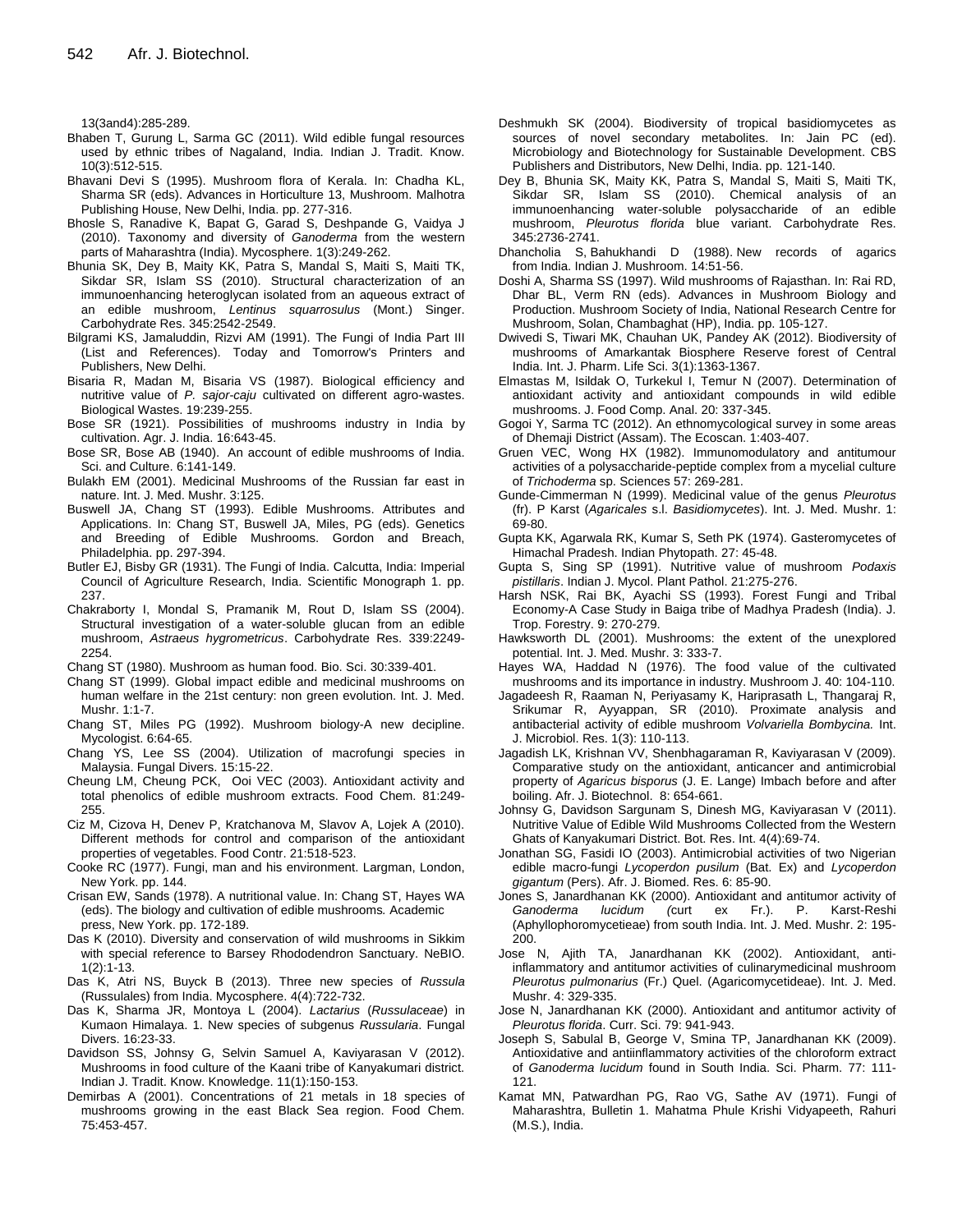13(3and4):285-289.

Bhaben T, Gurung L, Sarma GC (2011). Wild edible fungal resources used by ethnic tribes of Nagaland, India. Indian J. Tradit. Know. 10(3):512-515.

Bhavani Devi S (1995). Mushroom flora of Kerala. In: Chadha KL, Sharma SR (eds). Advances in Horticulture 13, Mushroom. Malhotra Publishing House, New Delhi, India. pp. 277-316.

Bhosle S, Ranadive K, Bapat G, Garad S, Deshpande G, Vaidya J (2010). Taxonomy and diversity of *Ganoderma* from the western parts of Maharashtra (India). Mycosphere. 1(3):249-262.

Bhunia SK, Dey B, Maity KK, Patra S, Mandal S, Maiti S, Maiti TK, Sikdar SR, Islam SS (2010). Structural characterization of an immunoenhancing heteroglycan isolated from an aqueous extract of an edible mushroom, *Lentinus squarrosulus* (Mont.) Singer. Carbohydrate Res. 345:2542-2549.

Bilgrami KS, Jamaluddin, Rizvi AM (1991). The Fungi of India Part III (List and References). Today and Tomorrow's Printers and Publishers, New Delhi.

Bisaria R, Madan M, Bisaria VS (1987). Biological efficiency and nutritive value of *P. sajor-caju* cultivated on different agro-wastes. Biological Wastes. 19:239-255.

Bose SR (1921). Possibilities of mushrooms industry in India by cultivation. Agr. J. India. 16:643-45.

Bose SR, Bose AB (1940). An account of edible mushrooms of India. Sci. and Culture. 6:141-149.

Bulakh EM (2001). Medicinal Mushrooms of the Russian far east in nature. Int. J. Med. Mushr. 3:125.

Buswell JA, Chang ST (1993). Edible Mushrooms. Attributes and Applications. In: Chang ST, Buswell JA, Miles, PG (eds). Genetics and Breeding of Edible Mushrooms. Gordon and Breach, Philadelphia. pp. 297-394.

Butler EJ, Bisby GR (1931). The Fungi of India. Calcutta, India: Imperial Council of Agriculture Research, India. Scientific Monograph 1. pp. 237.

Chakraborty I, Mondal S, Pramanik M, Rout D, Islam SS (2004). Structural investigation of a water-soluble glucan from an edible mushroom, *Astraeus hygrometricus*. Carbohydrate Res. 339:2249-2254.

Chang ST (1980). Mushroom as human food. Bio. Sci. 30:339-401.

Chang ST (1999). Global impact edible and medicinal mushrooms on human welfare in the 21st century: non green evolution. Int. J. Med. Mushr. 1:1-7.

Chang ST, Miles PG (1992). Mushroom biology-A new decipline. Mycologist. 6:64-65.

Chang YS, Lee SS (2004). Utilization of macrofungi species in Malaysia. Fungal Divers. 15:15-22.

Cheung LM, Cheung PCK, Ooi VEC (2003). Antioxidant activity and total phenolics of edible mushroom extracts. Food Chem. 81:249-255.

Ciz M, Cizova H, Denev P, Kratchanova M, Slavov A, Lojek A (2010). Different methods for control and comparison of the antioxidant properties of vegetables. Food Contr. 21:518-523.

Cooke RC (1977). Fungi, man and his environment. Largman, London, New York. pp. 144.

Crisan EW, Sands (1978). A nutritional value. In: Chang ST, Hayes WA (eds). The biology and cultivation of edible mushrooms*.* Academic press, New York. pp. 172-189.

Das K (2010). Diversity and conservation of wild mushrooms in Sikkim with special reference to Barsey Rhododendron Sanctuary. NeBIO. 1(2):1-13.

Das K, Atri NS, Buyck B (2013). Three new species of *Russula* (Russulales) from India. Mycosphere. 4(4):722-732.

Das K, Sharma JR, Montoya L (2004). *Lactarius* (*Russulaceae*) in Kumaon Himalaya. 1. New species of subgenus *Russularia*. Fungal Divers. 16:23-33.

Davidson SS, Johnsy G, Selvin Samuel A, Kaviyarasan V (2012). Mushrooms in food culture of the Kaani tribe of Kanyakumari district. Indian J. Tradit. Know. Knowledge. 11(1):150-153.

Demirbas A (2001). Concentrations of 21 metals in 18 species of mushrooms growing in the east Black Sea region. Food Chem. 75:453-457.

Deshmukh SK (2004). Biodiversity of tropical basidiomycetes as sources of novel secondary metabolites. In: Jain PC (ed). Microbiology and Biotechnology for Sustainable Development. CBS Publishers and Distributors, New Delhi, India. pp. 121-140.

Dey B, Bhunia SK, Maity KK, Patra S, Mandal S, Maiti S, Maiti TK, Sikdar SR, Islam SS (2010). Chemical analysis of an immunoenhancing water-soluble polysaccharide of an edible mushroom, *Pleurotus florida* blue variant. Carbohydrate Res. 345:2736-2741.

Dhancholia S, Bahukhandi D (1988). New records of agarics from India. Indian J. Mushroom. 14:51-56.

Doshi A, Sharma SS (1997). Wild mushrooms of Rajasthan. In: Rai RD, Dhar BL, Verm RN (eds). Advances in Mushroom Biology and Production. Mushroom Society of India, National Research Centre for Mushroom, Solan, Chambaghat (HP), India. pp. 105-127.

Dwivedi S, Tiwari MK, Chauhan UK, Pandey AK (2012). Biodiversity of mushrooms of Amarkantak Biosphere Reserve forest of Central India. Int. J. Pharm. Life Sci. 3(1):1363-1367.

Elmastas M, Isildak O, Turkekul I, Temur N (2007). Determination of antioxidant activity and antioxidant compounds in wild edible mushrooms. J. Food Comp. Anal. 20: 337-345.

Gogoi Y, Sarma TC (2012). An ethnomycological survey in some areas of Dhemaji District (Assam). The Ecoscan. 1:403-407.

Gruen VEC, Wong HX (1982). Immunomodulatory and antitumour activities of a polysaccharide-peptide complex from a mycelial culture of *Trichoderma* sp. Sciences 57: 269-281.

Gunde-Cimmerman N (1999). Medicinal value of the genus *Pleurotus* (fr). P Karst (*Agaricales* s.l. *Basidiomycetes*). Int. J. Med. Mushr. 1: 69-80.

Gupta KK, Agarwala RK, Kumar S, Seth PK (1974). Gasteromycetes of Himachal Pradesh. Indian Phytopath. 27: 45-48.

Gupta S, Sing SP (1991). Nutritive value of mushroom *Podaxis pistillaris*. Indian J. Mycol. Plant Pathol. 21:275-276.

Harsh NSK, Rai BK, Ayachi SS (1993). Forest Fungi and Tribal Economy-A Case Study in Baiga tribe of Madhya Pradesh (India). J. Trop. Forestry. 9: 270-279.

Hawksworth DL (2001). Mushrooms: the extent of the unexplored potential. Int. J. Med. Mushr. 3: 333-7.

Hayes WA, Haddad N (1976). The food value of the cultivated mushrooms and its importance in industry. Mushroom J. 40: 104-110.

Jagadeesh R, Raaman N, Periyasamy K, Hariprasath L, Thangaraj R, Srikumar R, Ayyappan, SR (2010). Proximate analysis and antibacterial activity of edible mushroom *Volvariella Bombycina.* Int. J. Microbiol. Res. 1(3): 110-113.

Jagadish LK, Krishnan VV, Shenbhagaraman R, Kaviyarasan V (2009). Comparative study on the antioxidant, anticancer and antimicrobial property of *Agaricus bisporus* (J. E. Lange) Imbach before and after boiling. Afr. J. Biotechnol. 8: 654-661.

Johnsy G, Davidson Sargunam S, Dinesh MG, Kaviyarasan V (2011). Nutritive Value of Edible Wild Mushrooms Collected from the Western Ghats of Kanyakumari District. Bot. Res. Int. 4(4):69-74.

Jonathan SG, Fasidi IO (2003). Antimicrobial activities of two Nigerian edible macro-fungi *Lycoperdon pusilum* (Bat. Ex) and *Lycoperdon gigantum* (Pers). Afr. J. Biomed. Res. 6: 85-90.

Jones S, Janardhanan KK (2000). Antioxidant and antitumor activity of *Ganoderma lucidum (*curt ex Fr.). P. Karst-Reshi (Aphyllophoromycetieae) from south India. Int. J. Med. Mushr. 2: 195-200.

Jose N, Ajith TA, Janardhanan KK (2002). Antioxidant, anti-inflammatory and antitumor activities of culinarymedicinal mushroom *Pleurotus pulmonarius* (Fr.) Quel. (Agaricomycetideae). Int. J. Med. Mushr. 4: 329-335.

Jose N, Janardhanan KK (2000). Antioxidant and antitumor activity of *Pleurotus florida*. Curr. Sci. 79: 941-943.

Joseph S, Sabulal B, George V, Smina TP, Janardhanan KK (2009). Antioxidative and antiinflammatory activities of the chloroform extract of *Ganoderma lucidum* found in South India. Sci. Pharm. 77: 111-121.

Kamat MN, Patwardhan PG, Rao VG, Sathe AV (1971). Fungi of Maharashtra, Bulletin 1. Mahatma Phule Krishi Vidyapeeth, Rahuri (M.S.), India.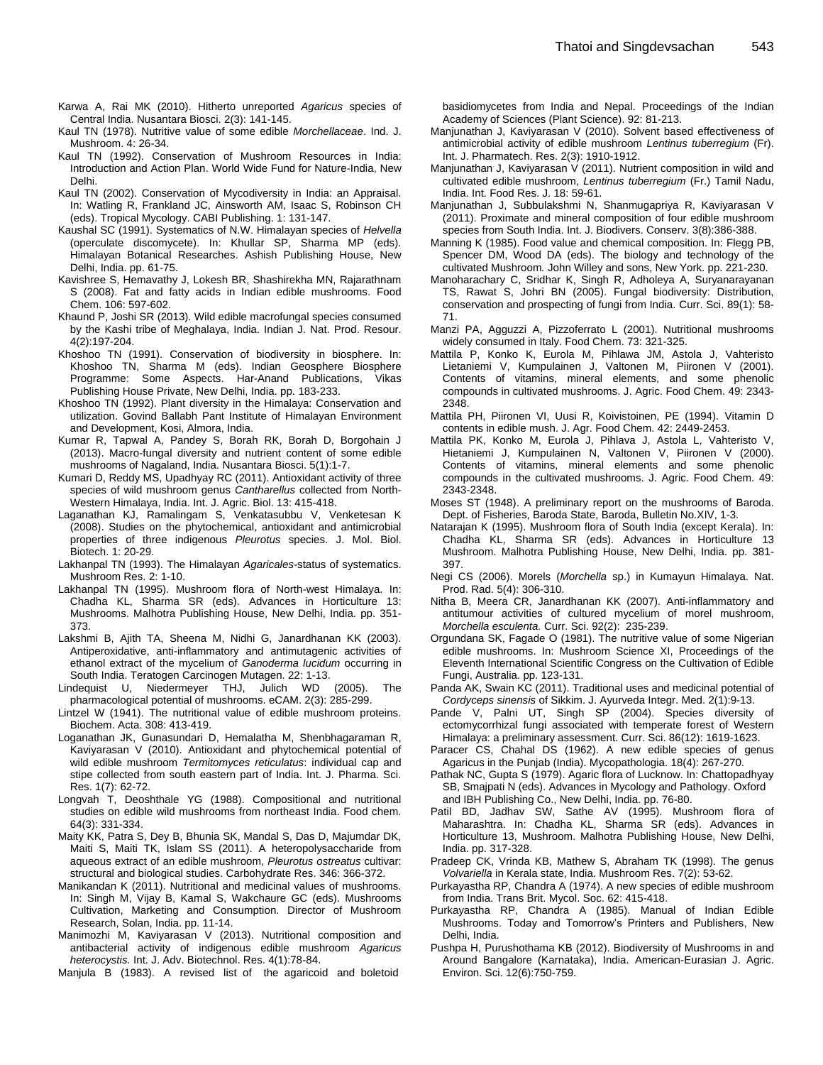Karwa A, Rai MK (2010). Hitherto unreported *Agaricus* species of Central India. Nusantara Biosci. 2(3): 141-145.

Kaul TN (1978). Nutritive value of some edible *Morchellaceae*. Ind. J. Mushroom. 4: 26-34.

Kaul TN (1992). Conservation of Mushroom Resources in India: Introduction and Action Plan. World Wide Fund for Nature-India, New Delhi.

Kaul TN (2002). Conservation of Mycodiversity in India: an Appraisal. In: Watling R, Frankland JC, Ainsworth AM, Isaac S, Robinson CH (eds). Tropical Mycology. CABI Publishing. 1: 131-147.

Kaushal SC (1991). Systematics of N.W. Himalayan species of *Helvella* (operculate discomycete). In: Khullar SP, Sharma MP (eds). Himalayan Botanical Researches. Ashish Publishing House, New Delhi, India. pp. 61-75.

Kavishree S, Hemavathy J, Lokesh BR, Shashirekha MN, Rajarathnam S (2008). Fat and fatty acids in Indian edible mushrooms. Food Chem. 106: 597-602.

Khaund P, Joshi SR (2013). Wild edible macrofungal species consumed by the Kashi tribe of Meghalaya, India. Indian J. Nat. Prod. Resour. 4(2):197-204.

Khoshoo TN (1991). Conservation of biodiversity in biosphere. In: Khoshoo TN, Sharma M (eds). Indian Geosphere Biosphere Programme: Some Aspects. Har-Anand Publications, Vikas Publishing House Private, New Delhi, India. pp. 183-233.

Khoshoo TN (1992). Plant diversity in the Himalaya: Conservation and utilization. Govind Ballabh Pant Institute of Himalayan Environment and Development, Kosi, Almora, India.

Kumar R, Tapwal A, Pandey S, Borah RK, Borah D, Borgohain J (2013). Macro-fungal diversity and nutrient content of some edible mushrooms of Nagaland, India. Nusantara Biosci. 5(1):1-7.

Kumari D, Reddy MS, Upadhyay RC (2011). Antioxidant activity of three species of wild mushroom genus *Cantharellus* collected from North-Western Himalaya, India. Int. J. Agric. Biol. 13: 415-418.

Laganathan KJ, Ramalingam S, Venkatasubbu V, Venketesan K (2008). Studies on the phytochemical, antioxidant and antimicrobial properties of three indigenous *Pleurotus* species. J. Mol. Biol. Biotech. 1: 20-29.

Lakhanpal TN (1993). The Himalayan *Agaricales*-status of systematics. Mushroom Res. 2: 1-10.

Lakhanpal TN (1995). Mushroom flora of North-west Himalaya. In: Chadha KL, Sharma SR (eds). Advances in Horticulture 13: Mushrooms. Malhotra Publishing House, New Delhi, India. pp. 351-373.

Lakshmi B, Ajith TA, Sheena M, Nidhi G, Janardhanan KK (2003). Antiperoxidative, anti-inflammatory and antimutagenic activities of ethanol extract of the mycelium of *Ganoderma lucidum* occurring in South India. Teratogen Carcinogen Mutagen. 22: 1-13.

Lindequist U, Niedermeyer THJ, Julich WD (2005). The pharmacological potential of mushrooms. eCAM. 2(3): 285-299.

Lintzel W (1941). The nutritional value of edible mushroom proteins. Biochem. Acta. 308: 413-419.

Loganathan JK, Gunasundari D, Hemalatha M, Shenbhagaraman R, Kaviyarasan V (2010). Antioxidant and phytochemical potential of wild edible mushroom *Termitomyces reticulatus*: individual cap and stipe collected from south eastern part of India. Int. J. Pharma. Sci. Res. 1(7): 62-72.

Longvah T, Deoshthale YG (1988). Compositional and nutritional studies on edible wild mushrooms from northeast India. Food chem. 64(3): 331-334.

Maity KK, Patra S, Dey B, Bhunia SK, Mandal S, Das D, Majumdar DK, Maiti S, Maiti TK, Islam SS (2011). A heteropolysaccharide from aqueous extract of an edible mushroom, *Pleurotus ostreatus* cultivar: structural and biological studies. Carbohydrate Res. 346: 366-372.

Manikandan K (2011). Nutritional and medicinal values of mushrooms. In: Singh M, Vijay B, Kamal S, Wakchaure GC (eds). Mushrooms Cultivation, Marketing and Consumption. Director of Mushroom Research, Solan, India. pp. 11-14.

Manimozhi M, Kaviyarasan V (2013). Nutritional composition and antibacterial activity of indigenous edible mushroom *Agaricus heterocystis.* Int. J. Adv. Biotechnol. Res. 4(1):78-84.

Manjula B (1983). A revised list of the agaricoid and boletoid basidiomycetes from India and Nepal. Proceedings of the Indian Academy of Sciences (Plant Science). 92: 81-213.

Manjunathan J, Kaviyarasan V (2010). Solvent based effectiveness of antimicrobial activity of edible mushroom *Lentinus tuberregium* (Fr). Int. J. Pharmatech. Res. 2(3): 1910-1912.

Manjunathan J, Kaviyarasan V (2011). Nutrient composition in wild and cultivated edible mushroom, *Lentinus tuberregium* (Fr.) Tamil Nadu, India. Int. Food Res. J. 18: 59-61.

Manjunathan J, Subbulakshmi N, Shanmugapriya R, Kaviyarasan V (2011). Proximate and mineral composition of four edible mushroom species from South India. Int. J. Biodivers. Conserv. 3(8):386-388.

Manning K (1985). Food value and chemical composition. In: Flegg PB, Spencer DM, Wood DA (eds). The biology and technology of the cultivated Mushroom*.* John Willey and sons, New York. pp. 221-230.

Manoharachary C, Sridhar K, Singh R, Adholeya A, Suryanarayanan TS, Rawat S, Johri BN (2005). Fungal biodiversity: Distribution, conservation and prospecting of fungi from India. Curr. Sci. 89(1): 58-71.

Manzi PA, Agguzzi A, Pizzoferrato L (2001). Nutritional mushrooms widely consumed in Italy. Food Chem. 73: 321-325.

Mattila P, Konko K, Eurola M, Pihlawa JM, Astola J, Vahteristo Lietaniemi V, Kumpulainen J, Valtonen M, Piironen V (2001). Contents of vitamins, mineral elements, and some phenolic compounds in cultivated mushrooms. J. Agric. Food Chem. 49: 2343-2348.

Mattila PH, Piironen VI, Uusi R, Koivistoinen, PE (1994). Vitamin D contents in edible mush. J. Agr. Food Chem. 42: 2449-2453.

Mattila PK, Konko M, Eurola J, Pihlava J, Astola L, Vahteristo V, Hietaniemi J, Kumpulainen N, Valtonen V, Piironen V (2000). Contents of vitamins, mineral elements and some phenolic compounds in the cultivated mushrooms. J. Agric. Food Chem. 49: 2343-2348.

Moses ST (1948). A preliminary report on the mushrooms of Baroda. Dept. of Fisheries, Baroda State, Baroda, Bulletin No.XIV, 1-3.

Natarajan K (1995). Mushroom flora of South India (except Kerala). In: Chadha KL, Sharma SR (eds). Advances in Horticulture 13 Mushroom. Malhotra Publishing House, New Delhi, India. pp. 381-397.

Negi CS (2006). Morels (*Morchella* sp.) in Kumayun Himalaya. Nat. Prod. Rad. 5(4): 306-310.

Nitha B, Meera CR, Janardhanan KK (2007). Anti-inflammatory and antitumour activities of cultured mycelium of morel mushroom, *Morchella esculenta.* Curr. Sci. 92(2): 235-239.

Orgundana SK, Fagade O (1981). The nutritive value of some Nigerian edible mushrooms. In: Mushroom Science XI, Proceedings of the Eleventh International Scientific Congress on the Cultivation of Edible Fungi, Australia. pp. 123-131.

Panda AK, Swain KC (2011). Traditional uses and medicinal potential of *Cordyceps sinensis* of Sikkim. J. Ayurveda Integr. Med. 2(1):9-13.

Pande V, Palni UT, Singh SP (2004). Species diversity of ectomycorrhizal fungi associated with temperate forest of Western Himalaya: a preliminary assessment. Curr. Sci. 86(12): 1619-1623.

Paracer CS, Chahal DS (1962). A new edible species of genus Agaricus in the Punjab (India). Mycopathologia. 18(4): 267-270.

Pathak NC, Gupta S (1979). Agaric flora of Lucknow. In: Chattopadhyay SB, Smajpati N (eds). Advances in Mycology and Pathology. Oxford and IBH Publishing Co., New Delhi, India. pp. 76-80.

Patil BD, Jadhav SW, Sathe AV (1995). Mushroom flora of Maharashtra. In: Chadha KL, Sharma SR (eds). Advances in Horticulture 13, Mushroom. Malhotra Publishing House, New Delhi, India. pp. 317-328.

Pradeep CK, Vrinda KB, Mathew S, Abraham TK (1998). The genus *Volvariella* in Kerala state, India. Mushroom Res. 7(2): 53-62.

Purkayastha RP, Chandra A (1974). A new species of edible mushroom from India. Trans Brit. Mycol. Soc. 62: 415-418.

Purkayastha RP, Chandra A (1985). Manual of Indian Edible Mushrooms. Today and Tomorrow's Printers and Publishers, New Delhi, India.

Pushpa H, Purushothama KB (2012). Biodiversity of Mushrooms in and Around Bangalore (Karnataka), India. American-Eurasian J. Agric. Environ. Sci. 12(6):750-759.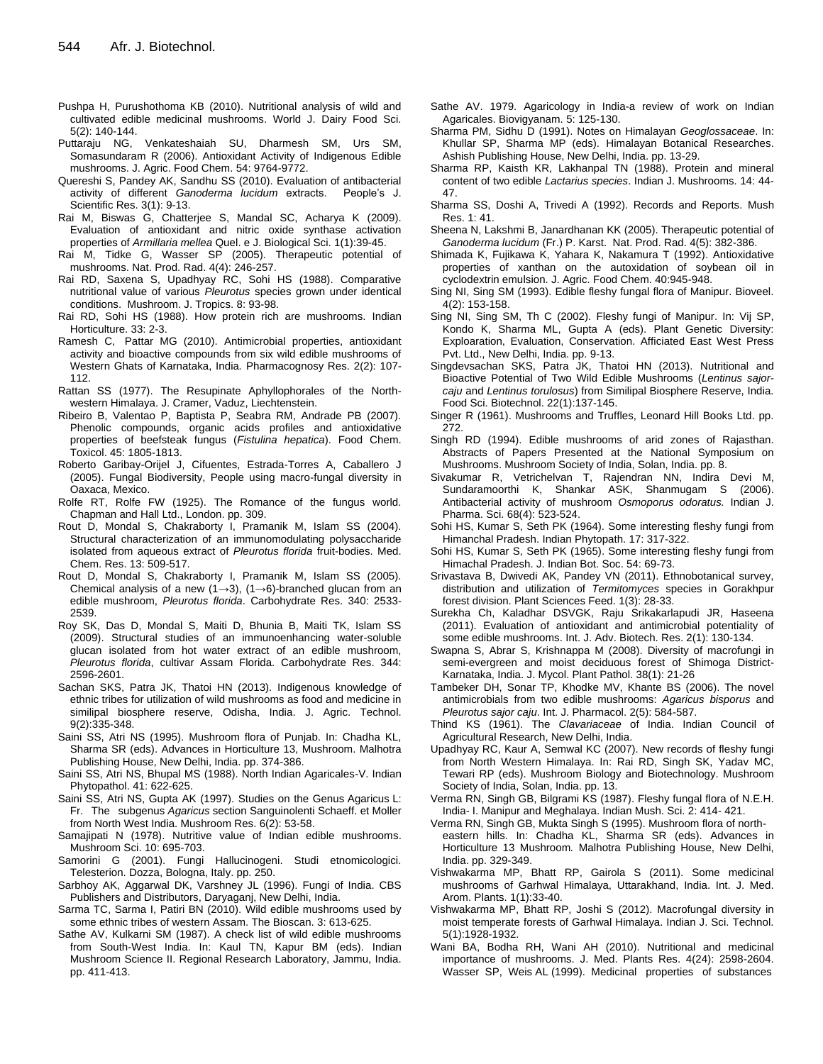Pushpa H, Purushothoma KB (2010). Nutritional analysis of wild and cultivated edible medicinal mushrooms. World J. Dairy Food Sci. 5(2): 140-144.

Puttaraju NG, Venkateshaiah SU, Dharmesh SM, Urs SM, Somasundaram R (2006). Antioxidant Activity of Indigenous Edible mushrooms. J. Agric. Food Chem. 54: 9764-9772.

Quereshi S, Pandey AK, Sandhu SS (2010). Evaluation of antibacterial activity of different *Ganoderma lucidum* extracts. People's J. Scientific Res. 3(1): 9-13.

Rai M, Biswas G, Chatterjee S, Mandal SC, Acharya K (2009). Evaluation of antioxidant and nitric oxide synthase activation properties of *Armillaria mellea* Quel. e J. Biological Sci. 1(1):39-45.

Rai M, Tidke G, Wasser SP (2005). Therapeutic potential of mushrooms. Nat. Prod. Rad. 4(4): 246-257.

Rai RD, Saxena S, Upadhyay RC, Sohi HS (1988). Comparative nutritional value of various *Pleurotus* species grown under identical conditions. Mushroom. J. Tropics. 8: 93-98.

Rai RD, Sohi HS (1988). How protein rich are mushrooms. Indian Horticulture. 33: 2-3.

Ramesh C, Pattar MG (2010). Antimicrobial properties, antioxidant activity and bioactive compounds from six wild edible mushrooms of Western Ghats of Karnataka, India. Pharmacognosy Res. 2(2): 107-112.

Rattan SS (1977). The Resupinate Aphyllophorales of the North-western Himalaya. J. Cramer, Vaduz, Liechtenstein.

Ribeiro B, Valentao P, Baptista P, Seabra RM, Andrade PB (2007). Phenolic compounds, organic acids profiles and antioxidative properties of beefsteak fungus (*Fistulina hepatica*). Food Chem. Toxicol. 45: 1805-1813.

Roberto Garibay-Orijel J, Cifuentes, Estrada-Torres A, Caballero J (2005). Fungal Biodiversity, People using macro-fungal diversity in Oaxaca, Mexico.

Rolfe RT, Rolfe FW (1925). The Romance of the fungus world. Chapman and Hall Ltd., London. pp. 309.

Rout D, Mondal S, Chakraborty I, Pramanik M, Islam SS (2004). Structural characterization of an immunomodulating polysaccharide isolated from aqueous extract of *Pleurotus florida* fruit-bodies. Med. Chem. Res. 13: 509-517.

Rout D, Mondal S, Chakraborty I, Pramanik M, Islam SS (2005). Chemical analysis of a new (1→3), (1→6)-branched glucan from an edible mushroom, *Pleurotus florida*. Carbohydrate Res. 340: 2533-2539.

Roy SK, Das D, Mondal S, Maiti D, Bhunia B, Maiti TK, Islam SS (2009). Structural studies of an immunoenhancing water-soluble glucan isolated from hot water extract of an edible mushroom, *Pleurotus florida*, cultivar Assam Florida. Carbohydrate Res. 344: 2596-2601.

Sachan SKS, Patra JK, Thatoi HN (2013). Indigenous knowledge of ethnic tribes for utilization of wild mushrooms as food and medicine in similipal biosphere reserve, Odisha, India. J. Agric. Technol. 9(2):335-348.

Saini SS, Atri NS (1995). Mushroom flora of Punjab. In: Chadha KL, Sharma SR (eds). Advances in Horticulture 13, Mushroom. Malhotra Publishing House, New Delhi, India. pp. 374-386.

Saini SS, Atri NS, Bhupal MS (1988). North Indian Agaricales-V. Indian Phytopathol. 41: 622-625.

Saini SS, Atri NS, Gupta AK (1997). Studies on the Genus Agaricus L: Fr. The subgenus *Agaricus* section Sanguinolenti Schaeff. et Moller from North West India. Mushroom Res. 6(2): 53-58.

Samajipati N (1978). Nutritive value of Indian edible mushrooms. Mushroom Sci. 10: 695-703.

Samorini G (2001). Fungi Hallucinogeni. Studi etnomicologici. Telesterion. Dozza, Bologna, Italy. pp. 250.

Sarbhoy AK, Aggarwal DK, Varshney JL (1996). Fungi of India. CBS Publishers and Distributors, Daryaganj, New Delhi, India.

Sarma TC, Sarma I, Patiri BN (2010). Wild edible mushrooms used by some ethnic tribes of western Assam. The Bioscan. 3: 613-625.

Sathe AV, Kulkarni SM (1987). A check list of wild edible mushrooms from South-West India. In: Kaul TN, Kapur BM (eds). Indian Mushroom Science II. Regional Research Laboratory, Jammu, India. pp. 411-413.

Sathe AV. 1979. Agaricology in India-a review of work on Indian Agaricales. Biovigyanam. 5: 125-130.

Sharma PM, Sidhu D (1991). Notes on Himalayan *Geoglossaceae*. In: Khullar SP, Sharma MP (eds). Himalayan Botanical Researches. Ashish Publishing House, New Delhi, India. pp. 13-29.

Sharma RP, Kaisth KR, Lakhanpal TN (1988). Protein and mineral content of two edible *Lactarius species*. Indian J. Mushrooms. 14: 44-47.

Sharma SS, Doshi A, Trivedi A (1992). Records and Reports. Mush Res. 1: 41.

Sheena N, Lakshmi B, Janardhanan KK (2005). Therapeutic potential of *Ganoderma lucidum* (Fr.) P. Karst. Nat. Prod. Rad. 4(5): 382-386.

Shimada K, Fujikawa K, Yahara K, Nakamura T (1992). Antioxidative properties of xanthan on the autoxidation of soybean oil in cyclodextrin emulsion. J. Agric. Food Chem. 40:945-948.

Sing NI, Sing SM (1993). Edible fleshy fungal flora of Manipur. Bioveel. 4(2): 153-158.

Sing NI, Sing SM, Th C (2002). Fleshy fungi of Manipur. In: Vij SP, Kondo K, Sharma ML, Gupta A (eds). Plant Genetic Diversity: Exploaration, Evaluation, Conservation. Afficiated East West Press Pvt. Ltd., New Delhi, India. pp. 9-13.

Singdevsachan SKS, Patra JK, Thatoi HN (2013). Nutritional and Bioactive Potential of Two Wild Edible Mushrooms (*Lentinus sajor-caju* and *Lentinus torulosus*) from Similipal Biosphere Reserve, India. Food Sci. Biotechnol. 22(1):137-145.

Singer R (1961). Mushrooms and Truffles, Leonard Hill Books Ltd. pp. 272.

Singh RD (1994). Edible mushrooms of arid zones of Rajasthan. Abstracts of Papers Presented at the National Symposium on Mushrooms. Mushroom Society of India, Solan, India. pp. 8.

Sivakumar R, Vetrichelvan T, Rajendran NN, Indira Devi M, Sundaramoorthi K, Shankar ASK, Shanmugam S (2006). Antibacterial activity of mushroom *Osmoporus odoratus.* Indian J. Pharma. Sci. 68(4): 523-524.

Sohi HS, Kumar S, Seth PK (1964). Some interesting fleshy fungi from Himanchal Pradesh. Indian Phytopath. 17: 317-322.

Sohi HS, Kumar S, Seth PK (1965). Some interesting fleshy fungi from Himachal Pradesh. J. Indian Bot. Soc. 54: 69-73.

Srivastava B, Dwivedi AK, Pandey VN (2011). Ethnobotanical survey, distribution and utilization of *Termitomyces* species in Gorakhpur forest division. Plant Sciences Feed. 1(3): 28-33.

Surekha Ch, Kaladhar DSVGK, Raju Srikakarlapudi JR, Haseena (2011). Evaluation of antioxidant and antimicrobial potentiality of some edible mushrooms. Int. J. Adv. Biotech. Res. 2(1): 130-134.

Swapna S, Abrar S, Krishnappa M (2008). Diversity of macrofungi in semi-evergreen and moist deciduous forest of Shimoga District-Karnataka, India. J. Mycol. Plant Pathol. 38(1): 21-26

Tambeker DH, Sonar TP, Khodke MV, Khante BS (2006). The novel antimicrobials from two edible mushrooms: *Agaricus bisporus* and *Pleurotus sajor caju*. Int. J. Pharmacol. 2(5): 584-587.

Thind KS (1961). The *Clavariaceae* of India. Indian Council of Agricultural Research, New Delhi, India.

Upadhyay RC, Kaur A, Semwal KC (2007). New records of fleshy fungi from North Western Himalaya. In: Rai RD, Singh SK, Yadav MC, Tewari RP (eds). Mushroom Biology and Biotechnology. Mushroom Society of India, Solan, India. pp. 13.

Verma RN, Singh GB, Bilgrami KS (1987). Fleshy fungal flora of N.E.H. India- I. Manipur and Meghalaya. Indian Mush. Sci. 2: 414- 421.

Verma RN, Singh GB, Mukta Singh S (1995). Mushroom flora of north-eastern hills. In: Chadha KL, Sharma SR (eds). Advances in Horticulture 13 Mushroom*.* Malhotra Publishing House, New Delhi, India. pp. 329-349.

Vishwakarma MP, Bhatt RP, Gairola S (2011). Some medicinal mushrooms of Garhwal Himalaya, Uttarakhand, India. Int. J. Med. Arom. Plants. 1(1):33-40.

Vishwakarma MP, Bhatt RP, Joshi S (2012). Macrofungal diversity in moist temperate forests of Garhwal Himalaya. Indian J. Sci. Technol. 5(1):1928-1932.

Wani BA, Bodha RH, Wani AH (2010). Nutritional and medicinal importance of mushrooms. J. Med. Plants Res. 4(24): 2598-2604.

Wasser SP, Weis AL (1999). Medicinal properties of substances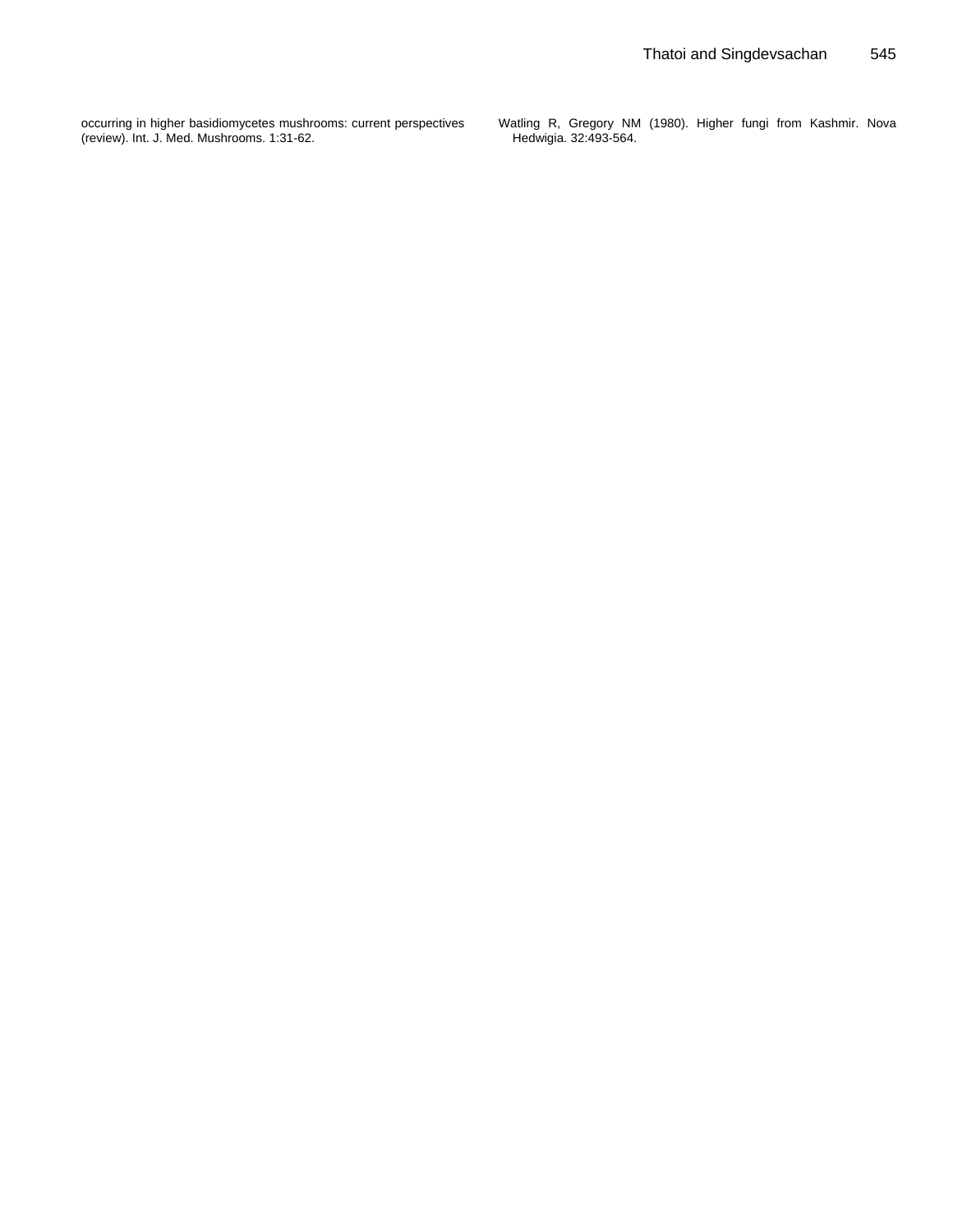occurring in higher basidiomycetes mushrooms: current perspectives (review). Int. J. Med. Mushrooms. 1:31-62.

Watling R, Gregory NM (1980). Higher fungi from Kashmir. Nova Hedwigia. 32:493-564.